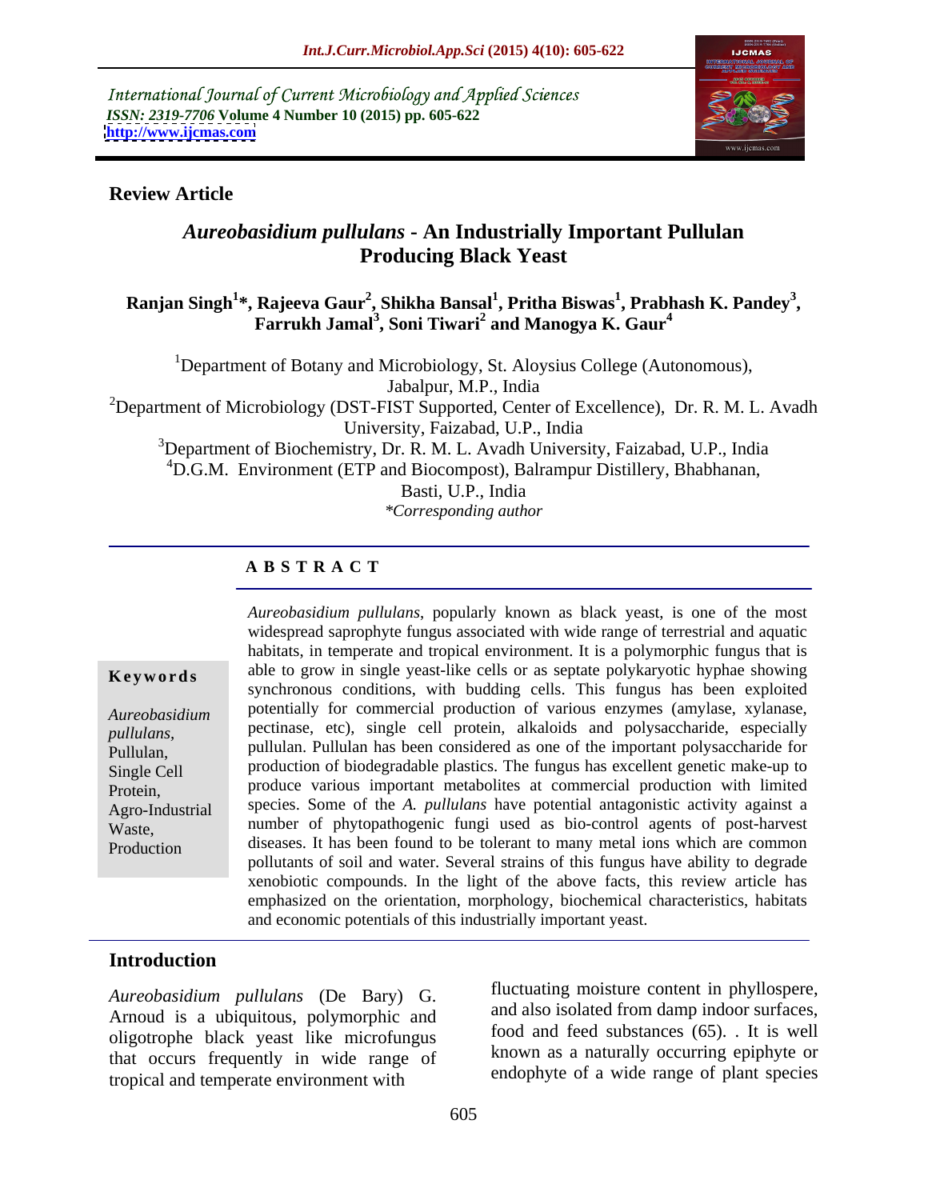International Journal of Current Microbiology and Applied Sciences
*ISSN: 2319-7706* **Volume 4 Number 10 (2015) pp. 605-622**
**http://www.ijcmas.com**

**Review Article**

# *Aureobasidium pullulans* - An Industrially Important Pullulan Producing Black Yeast

**Ranjan Singh[1]\*, Rajeeva Gaur[2], Shikha Bansal[1], Pritha Biswas[1], Prabhash K. Pandey[3], Farrukh Jamal[3], Soni Tiwari[2] and Manogya K. Gaur[4]**

[1]Department of Botany and Microbiology, St. Aloysius College (Autonomous), Jabalpur, M.P., India
[2]Department of Microbiology (DST-FIST Supported, Center of Excellence), Dr. R. M. L. Avadh University, Faizabad, U.P., India
[3]Department of Biochemistry, Dr. R. M. L. Avadh University, Faizabad, U.P., India
[4]D.G.M. Environment (ETP and Biocompost), Balrampur Distillery, Bhabhanan, Basti, U.P., India
*\*Corresponding author*

## ABSTRACT

**Keywords**

*Aureobasidium pullulans*, Pullulan, Single Cell Protein, Agro-Industrial Waste, Production

*Aureobasidium pullulans*, popularly known as black yeast, is one of the most widespread saprophyte fungus associated with wide range of terrestrial and aquatic habitats, in temperate and tropical environment. It is a polymorphic fungus that is able to grow in single yeast-like cells or as septate polykaryotic hyphae showing synchronous conditions, with budding cells. This fungus has been exploited potentially for commercial production of various enzymes (amylase, xylanase, pectinase, etc), single cell protein, alkaloids and polysaccharide, especially pullulan. Pullulan has been considered as one of the important polysaccharide for production of biodegradable plastics. The fungus has excellent genetic make-up to produce various important metabolites at commercial production with limited species. Some of the *A. pullulans* have potential antagonistic activity against a number of phytopathogenic fungi used as bio-control agents of post-harvest diseases. It has been found to be tolerant to many metal ions which are common pollutants of soil and water. Several strains of this fungus have ability to degrade xenobiotic compounds. In the light of the above facts, this review article has emphasized on the orientation, morphology, biochemical characteristics, habitats and economic potentials of this industrially important yeast.

## Introduction

*Aureobasidium pullulans* (De Bary) G. Arnoud is a ubiquitous, polymorphic and oligotrophe black yeast like microfungus that occurs frequently in wide range of tropical and temperate environment with fluctuating moisture content in phyllospere, and also isolated from damp indoor surfaces, food and feed substances (65). . It is well known as a naturally occurring epiphyte or endophyte of a wide range of plant species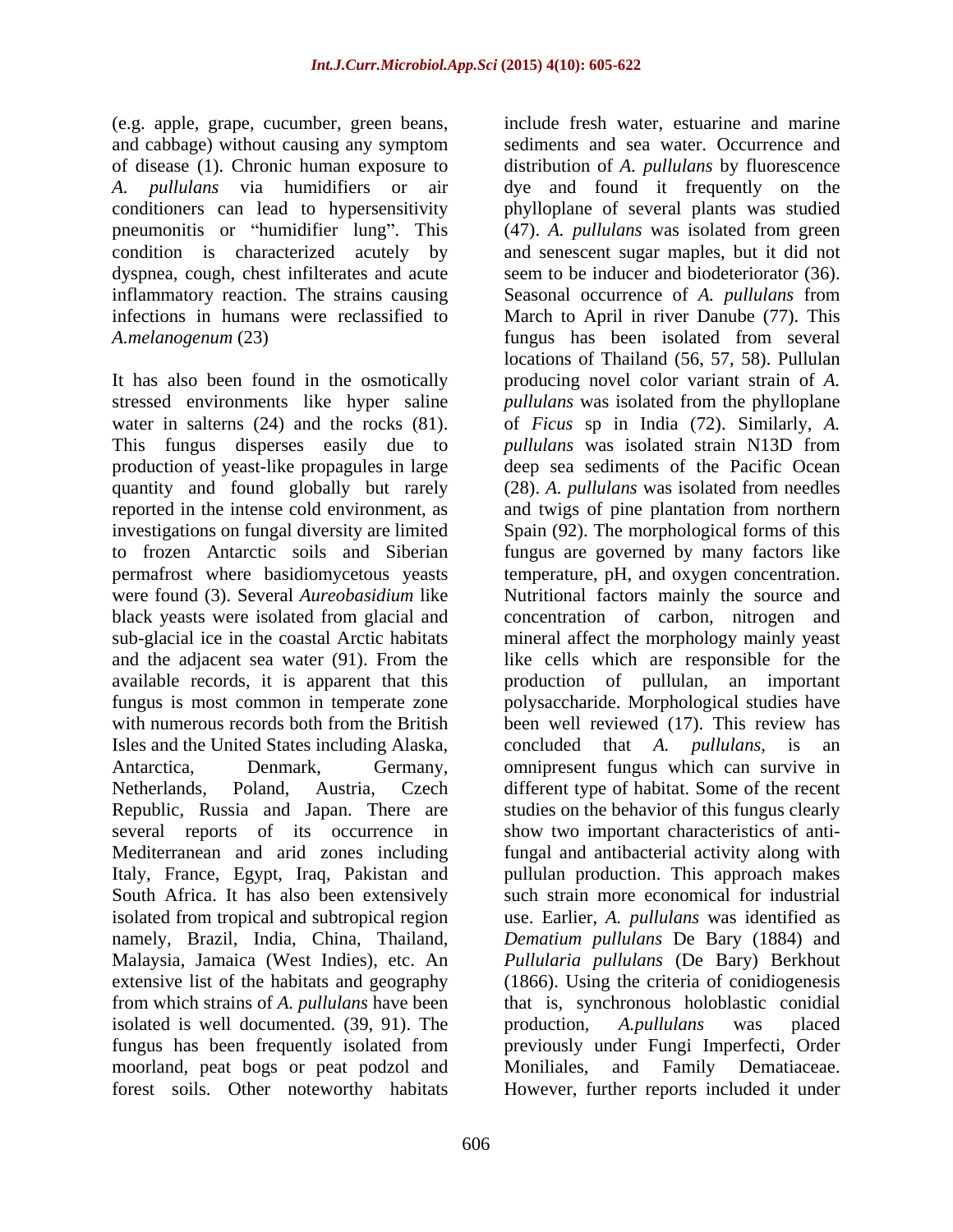(e.g. apple, grape, cucumber, green beans, and cabbage) without causing any symptom of disease (1). Chronic human exposure to *A. pullulans* via humidifiers or air conditioners can lead to hypersensitivity pneumonitis or "humidifier lung". This condition is characterized acutely by dyspnea, cough, chest infilterates and acute inflammatory reaction. The strains causing infections in humans were reclassified to *A.melanogenum* (23)

It has also been found in the osmotically stressed environments like hyper saline water in salterns (24) and the rocks (81). This fungus disperses easily due to production of yeast-like propagules in large quantity and found globally but rarely reported in the intense cold environment, as investigations on fungal diversity are limited to frozen Antarctic soils and Siberian permafrost where basidiomycetous yeasts were found (3). Several *Aureobasidium* like black yeasts were isolated from glacial and sub-glacial ice in the coastal Arctic habitats and the adjacent sea water (91). From the available records, it is apparent that this fungus is most common in temperate zone with numerous records both from the British Isles and the United States including Alaska, Antarctica, Denmark, Germany, Netherlands, Poland, Austria, Czech Republic, Russia and Japan. There are several reports of its occurrence in Mediterranean and arid zones including Italy, France, Egypt, Iraq, Pakistan and South Africa. It has also been extensively isolated from tropical and subtropical region namely, Brazil, India, China, Thailand, Malaysia, Jamaica (West Indies), etc. An extensive list of the habitats and geography from which strains of *A. pullulans* have been isolated is well documented. (39, 91). The fungus has been frequently isolated from moorland, peat bogs or peat podzol and forest soils. Other noteworthy habitats include fresh water, estuarine and marine sediments and sea water. Occurrence and distribution of *A. pullulans* by fluorescence dye and found it frequently on the phylloplane of several plants was studied (47). *A. pullulans* was isolated from green and senescent sugar maples, but it did not seem to be inducer and biodeteriorator (36). Seasonal occurrence of *A. pullulans* from March to April in river Danube (77). This fungus has been isolated from several locations of Thailand (56, 57, 58). Pullulan producing novel color variant strain of *A. pullulans* was isolated from the phylloplane of *Ficus* sp in India (72). Similarly, *A. pullulans* was isolated strain N13D from deep sea sediments of the Pacific Ocean (28). *A. pullulans* was isolated from needles and twigs of pine plantation from northern Spain (92). The morphological forms of this fungus are governed by many factors like temperature, pH, and oxygen concentration. Nutritional factors mainly the source and concentration of carbon, nitrogen and mineral affect the morphology mainly yeast like cells which are responsible for the production of pullulan, an important polysaccharide. Morphological studies have been well reviewed (17). This review has concluded that *A. pullulans*, is an omnipresent fungus which can survive in different type of habitat. Some of the recent studies on the behavior of this fungus clearly show two important characteristics of anti-fungal and antibacterial activity along with pullulan production. This approach makes such strain more economical for industrial use. Earlier, *A. pullulans* was identified as *Dematium pullulans* De Bary (1884) and *Pullularia pullulans* (De Bary) Berkhout (1866). Using the criteria of conidiogenesis that is, synchronous holoblastic conidial production, *A.pullulans* was placed previously under Fungi Imperfecti, Order Moniliales, and Family Dematiaceae. However, further reports included it under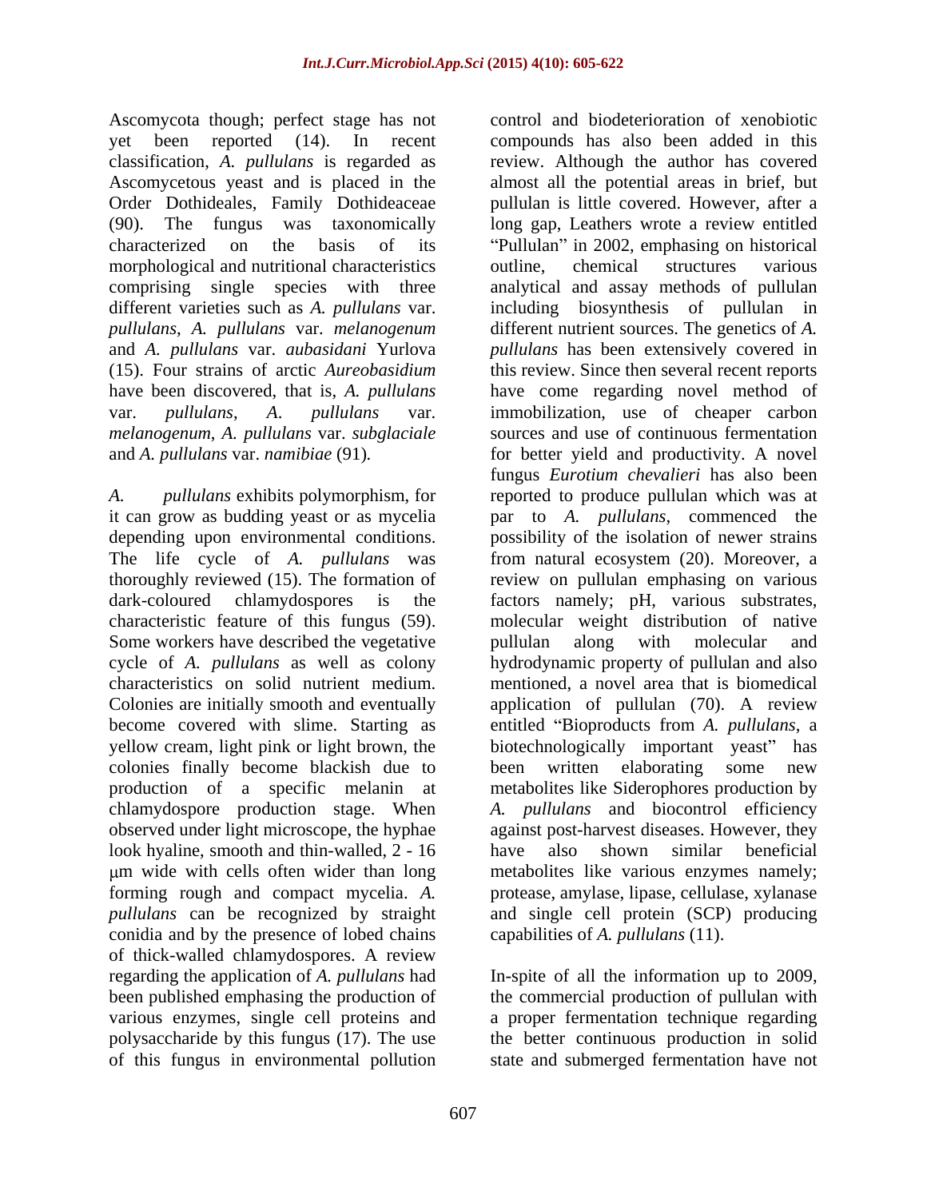Ascomycota though; perfect stage has not yet been reported (14). In recent classification, *A. pullulans* is regarded as Ascomycetous yeast and is placed in the Order Dothideales, Family Dothideaceae (90). The fungus was taxonomically characterized on the basis of its morphological and nutritional characteristics comprising single species with three different varieties such as *A. pullulans* var. *pullulans*, *A. pullulans* var. *melanogenum* and *A. pullulans* var. *aubasidani* Yurlova (15). Four strains of arctic *Aureobasidium* have been discovered, that is, *A. pullulans* var. *pullulans*, *A. pullulans* var. *melanogenum*, *A. pullulans* var. *subglaciale* and *A. pullulans* var. *namibiae* (91).

*A. pullulans* exhibits polymorphism, for it can grow as budding yeast or as mycelia depending upon environmental conditions. The life cycle of *A. pullulans* was thoroughly reviewed (15). The formation of dark-coloured chlamydospores is the characteristic feature of this fungus (59). Some workers have described the vegetative cycle of *A. pullulans* as well as colony characteristics on solid nutrient medium. Colonies are initially smooth and eventually become covered with slime. Starting as yellow cream, light pink or light brown, the colonies finally become blackish due to production of a specific melanin at chlamydospore production stage. When observed under light microscope, the hyphae look hyaline, smooth and thin-walled, 2 - 16 μm wide with cells often wider than long forming rough and compact mycelia. *A. pullulans* can be recognized by straight conidia and by the presence of lobed chains of thick-walled chlamydospores. A review regarding the application of *A. pullulans* had been published emphasing the production of various enzymes, single cell proteins and polysaccharide by this fungus (17). The use of this fungus in environmental pollution control and biodeterioration of xenobiotic compounds has also been added in this review. Although the author has covered almost all the potential areas in brief, but pullulan is little covered. However, after a long gap, Leathers wrote a review entitled "Pullulan" in 2002, emphasing on historical outline, chemical structures various analytical and assay methods of pullulan including biosynthesis of pullulan in different nutrient sources. The genetics of *A. pullulans* has been extensively covered in this review. Since then several recent reports have come regarding novel method of immobilization, use of cheaper carbon sources and use of continuous fermentation for better yield and productivity. A novel fungus *Eurotium chevalieri* has also been reported to produce pullulan which was at par to *A. pullulans*, commenced the possibility of the isolation of newer strains from natural ecosystem (20). Moreover, a review on pullulan emphasing on various factors namely; pH, various substrates, molecular weight distribution of native pullulan along with molecular and hydrodynamic property of pullulan and also mentioned, a novel area that is biomedical application of pullulan (70). A review entitled "Bioproducts from *A. pullulans*, a biotechnologically important yeast" has been written elaborating some new metabolites like Siderophores production by *A. pullulans* and biocontrol efficiency against post-harvest diseases. However, they have also shown similar beneficial metabolites like various enzymes namely; protease, amylase, lipase, cellulase, xylanase and single cell protein (SCP) producing capabilities of *A. pullulans* (11).

In-spite of all the information up to 2009, the commercial production of pullulan with a proper fermentation technique regarding the better continuous production in solid state and submerged fermentation have not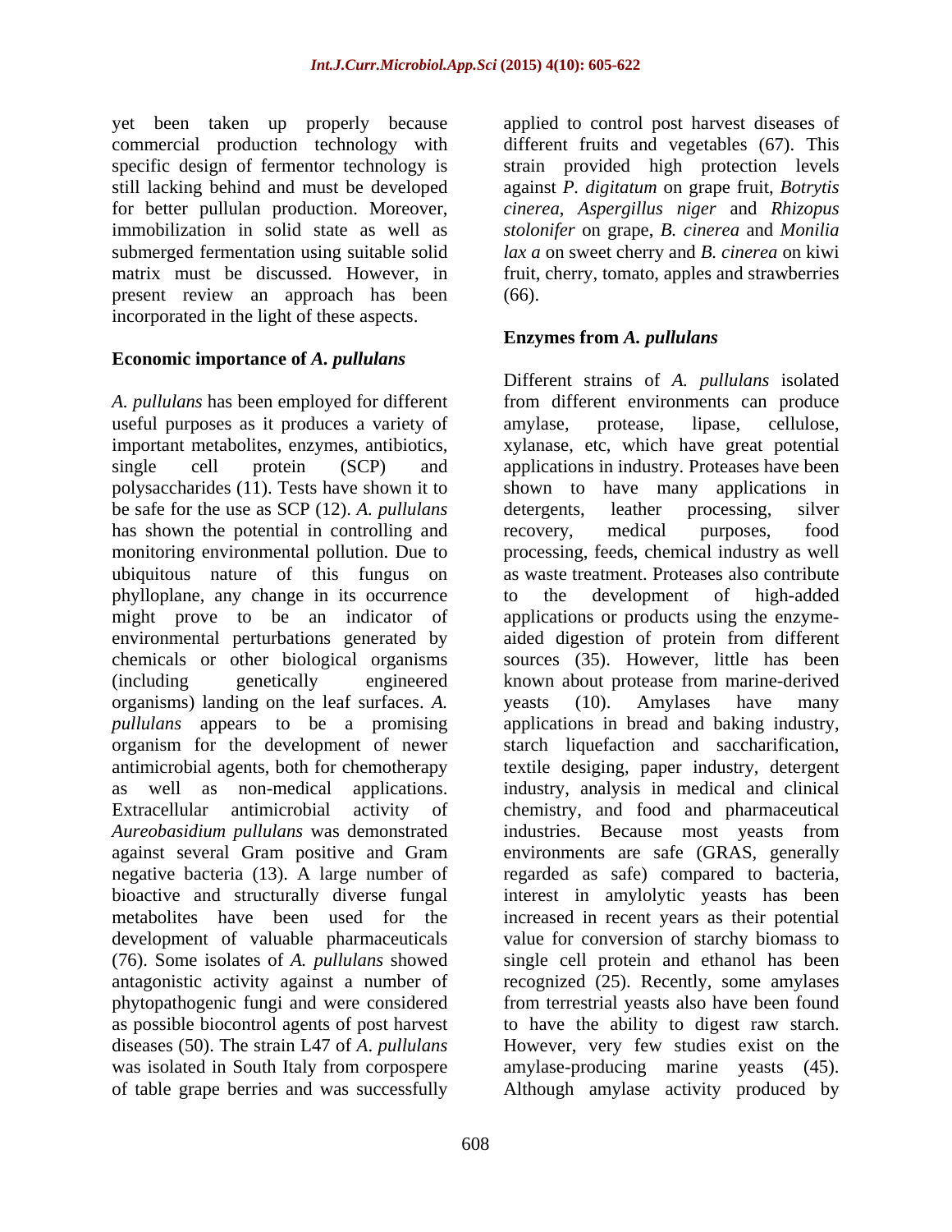yet been taken up properly because commercial production technology with specific design of fermentor technology is still lacking behind and must be developed for better pullulan production. Moreover, immobilization in solid state as well as submerged fermentation using suitable solid matrix must be discussed. However, in present review an approach has been incorporated in the light of these aspects.

## Economic importance of *A. pullulans*

*A. pullulans* has been employed for different useful purposes as it produces a variety of important metabolites, enzymes, antibiotics, single cell protein (SCP) and polysaccharides (11). Tests have shown it to be safe for the use as SCP (12). *A. pullulans* has shown the potential in controlling and monitoring environmental pollution. Due to ubiquitous nature of this fungus on phylloplane, any change in its occurrence might prove to be an indicator of environmental perturbations generated by chemicals or other biological organisms (including genetically engineered organisms) landing on the leaf surfaces. *A. pullulans* appears to be a promising organism for the development of newer antimicrobial agents, both for chemotherapy as well as non-medical applications. Extracellular antimicrobial activity of *Aureobasidium pullulans* was demonstrated against several Gram positive and Gram negative bacteria (13). A large number of bioactive and structurally diverse fungal metabolites have been used for the development of valuable pharmaceuticals (76). Some isolates of *A. pullulans* showed antagonistic activity against a number of phytopathogenic fungi and were considered as possible biocontrol agents of post harvest diseases (50). The strain L47 of *A. pullulans* was isolated in South Italy from corpospere of table grape berries and was successfully applied to control post harvest diseases of different fruits and vegetables (67). This strain provided high protection levels against *P. digitatum* on grape fruit, *Botrytis cinerea*, *Aspergillus niger* and *Rhizopus stolonifer* on grape, *B. cinerea* and *Monilia lax a* on sweet cherry and *B. cinerea* on kiwi fruit, cherry, tomato, apples and strawberries (66).

## Enzymes from *A. pullulans*

Different strains of *A. pullulans* isolated from different environments can produce amylase, protease, lipase, cellulose, xylanase, etc, which have great potential applications in industry. Proteases have been shown to have many applications in detergents, leather processing, silver recovery, medical purposes, food processing, feeds, chemical industry as well as waste treatment. Proteases also contribute to the development of high-added applications or products using the enzyme-aided digestion of protein from different sources (35). However, little has been known about protease from marine-derived yeasts (10). Amylases have many applications in bread and baking industry, starch liquefaction and saccharification, textile desiging, paper industry, detergent industry, analysis in medical and clinical chemistry, and food and pharmaceutical industries. Because most yeasts from environments are safe (GRAS, generally regarded as safe) compared to bacteria, interest in amylolytic yeasts has been increased in recent years as their potential value for conversion of starchy biomass to single cell protein and ethanol has been recognized (25). Recently, some amylases from terrestrial yeasts also have been found to have the ability to digest raw starch. However, very few studies exist on the amylase-producing marine yeasts (45). Although amylase activity produced by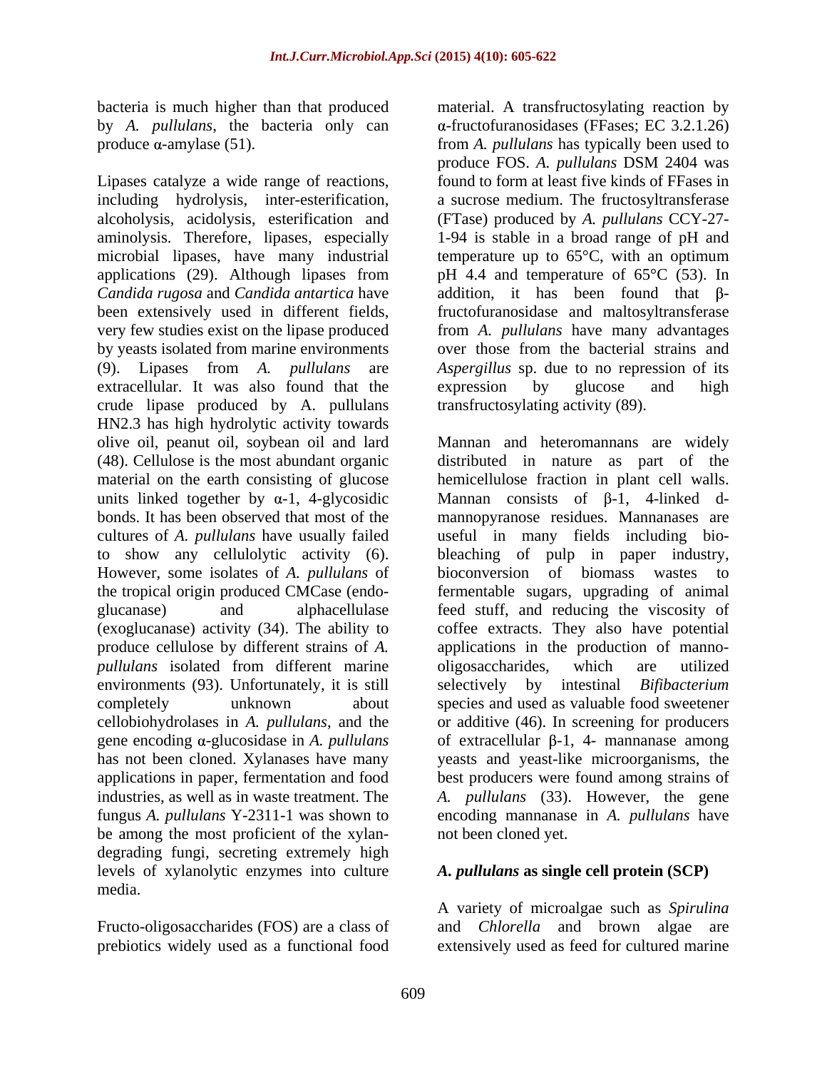bacteria is much higher than that produced by *A. pullulans*, the bacteria only can produce α-amylase (51).

Lipases catalyze a wide range of reactions, including hydrolysis, inter-esterification, alcoholysis, acidolysis, esterification and aminolysis. Therefore, lipases, especially microbial lipases, have many industrial applications (29). Although lipases from *Candida rugosa* and *Candida antartica* have been extensively used in different fields, very few studies exist on the lipase produced by yeasts isolated from marine environments (9). Lipases from *A. pullulans* are extracellular. It was also found that the crude lipase produced by A. pullulans HN2.3 has high hydrolytic activity towards olive oil, peanut oil, soybean oil and lard (48). Cellulose is the most abundant organic material on the earth consisting of glucose units linked together by α-1, 4-glycosidic bonds. It has been observed that most of the cultures of *A. pullulans* have usually failed to show any cellulolytic activity (6). However, some isolates of *A. pullulans* of the tropical origin produced CMCase (endo-glucanase) and alphacellulase (exoglucanase) activity (34). The ability to produce cellulose by different strains of *A. pullulans* isolated from different marine environments (93). Unfortunately, it is still completely unknown about cellobiohydrolases in *A. pullulans*, and the gene encoding α-glucosidase in *A. pullulans* has not been cloned. Xylanases have many applications in paper, fermentation and food industries, as well as in waste treatment. The fungus *A. pullulans* Y-2311-1 was shown to be among the most proficient of the xylan-degrading fungi, secreting extremely high levels of xylanolytic enzymes into culture media.

Fructo-oligosaccharides (FOS) are a class of prebiotics widely used as a functional food material. A transfructosylating reaction by α-fructofuranosidases (FFases; EC 3.2.1.26) from *A. pullulans* has typically been used to produce FOS. *A. pullulans* DSM 2404 was found to form at least five kinds of FFases in a sucrose medium. The fructosyltransferase (FTase) produced by *A. pullulans* CCY-27-1-94 is stable in a broad range of pH and temperature up to 65°C, with an optimum pH 4.4 and temperature of 65°C (53). In addition, it has been found that β-fructofuranosidase and maltosyltransferase from *A. pullulans* have many advantages over those from the bacterial strains and *Aspergillus* sp. due to no repression of its expression by glucose and high transfructosylating activity (89).

Mannan and heteromannans are widely distributed in nature as part of the hemicellulose fraction in plant cell walls. Mannan consists of β-1, 4-linked d-mannopyranose residues. Mannanases are useful in many fields including bio-bleaching of pulp in paper industry, bioconversion of biomass wastes to fermentable sugars, upgrading of animal feed stuff, and reducing the viscosity of coffee extracts. They also have potential applications in the production of manno-oligosaccharides, which are utilized selectively by intestinal *Bifibacterium* species and used as valuable food sweetener or additive (46). In screening for producers of extracellular β-1, 4- mannanase among yeasts and yeast-like microorganisms, the best producers were found among strains of *A. pullulans* (33). However, the gene encoding mannanase in *A. pullulans* have not been cloned yet.

## *A. pullulans* as single cell protein (SCP)

A variety of microalgae such as *Spirulina* and *Chlorella* and brown algae are extensively used as feed for cultured marine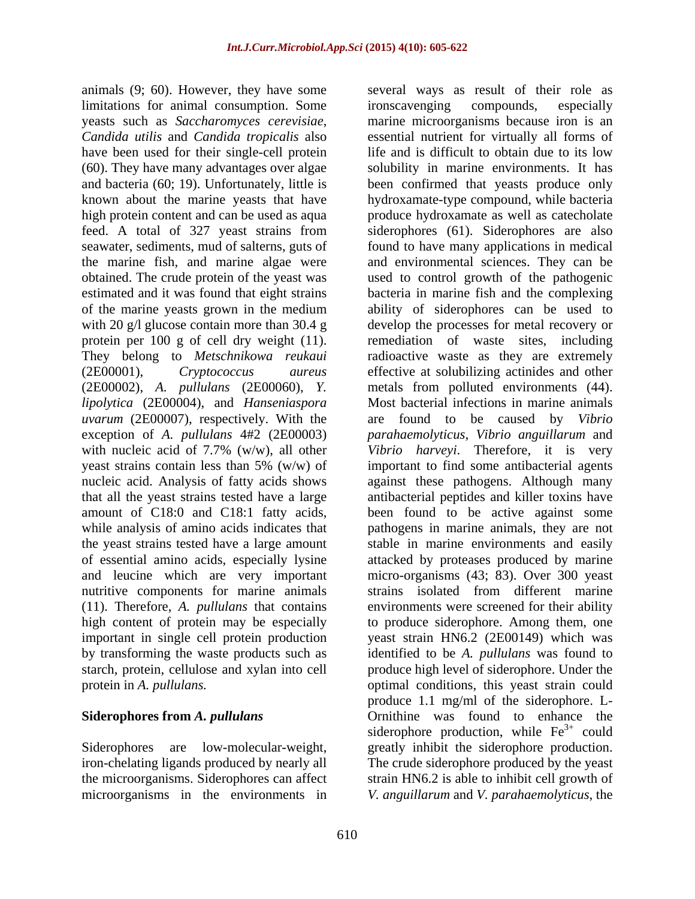animals (9; 60). However, they have some limitations for animal consumption. Some yeasts such as *Saccharomyces cerevisiae*, *Candida utilis* and *Candida tropicalis* also have been used for their single-cell protein (60). They have many advantages over algae and bacteria (60; 19). Unfortunately, little is known about the marine yeasts that have high protein content and can be used as aqua feed. A total of 327 yeast strains from seawater, sediments, mud of salterns, guts of the marine fish, and marine algae were obtained. The crude protein of the yeast was estimated and it was found that eight strains of the marine yeasts grown in the medium with 20 g/l glucose contain more than 30.4 g protein per 100 g of cell dry weight (11). They belong to *Metschnikowa reukaui* (2E00001), *Cryptococcus aureus* (2E00002), *A. pullulans* (2E00060), *Y. lipolytica* (2E00004), and *Hanseniaspora uvarum* (2E00007), respectively. With the exception of *A. pullulans* 4#2 (2E00003) with nucleic acid of 7.7% (w/w), all other yeast strains contain less than 5% (w/w) of nucleic acid. Analysis of fatty acids shows that all the yeast strains tested have a large amount of C18:0 and C18:1 fatty acids, while analysis of amino acids indicates that the yeast strains tested have a large amount of essential amino acids, especially lysine and leucine which are very important nutritive components for marine animals (11). Therefore, *A. pullulans* that contains high content of protein may be especially important in single cell protein production by transforming the waste products such as starch, protein, cellulose and xylan into cell protein in *A. pullulans.*

## Siderophores from *A. pullulans*

Siderophores are low-molecular-weight, iron-chelating ligands produced by nearly all the microorganisms. Siderophores can affect microorganisms in the environments in several ways as result of their role as ironscavenging compounds, especially marine microorganisms because iron is an essential nutrient for virtually all forms of life and is difficult to obtain due to its low solubility in marine environments. It has been confirmed that yeasts produce only hydroxamate-type compound, while bacteria produce hydroxamate as well as catecholate siderophores (61). Siderophores are also found to have many applications in medical and environmental sciences. They can be used to control growth of the pathogenic bacteria in marine fish and the complexing ability of siderophores can be used to develop the processes for metal recovery or remediation of waste sites, including radioactive waste as they are extremely effective at solubilizing actinides and other metals from polluted environments (44). Most bacterial infections in marine animals are found to be caused by *Vibrio parahaemolyticus*, *Vibrio anguillarum* and *Vibrio harveyi*. Therefore, it is very important to find some antibacterial agents against these pathogens. Although many antibacterial peptides and killer toxins have been found to be active against some pathogens in marine animals, they are not stable in marine environments and easily attacked by proteases produced by marine micro-organisms (43; 83). Over 300 yeast strains isolated from different marine environments were screened for their ability to produce siderophore. Among them, one yeast strain HN6.2 (2E00149) which was identified to be *A. pullulans* was found to produce high level of siderophore. Under the optimal conditions, this yeast strain could produce 1.1 mg/ml of the siderophore. L-Ornithine was found to enhance the siderophore production, while $Fe^{3+}$ could greatly inhibit the siderophore production. The crude siderophore produced by the yeast strain HN6.2 is able to inhibit cell growth of *V. anguillarum* and *V. parahaemolyticus*, the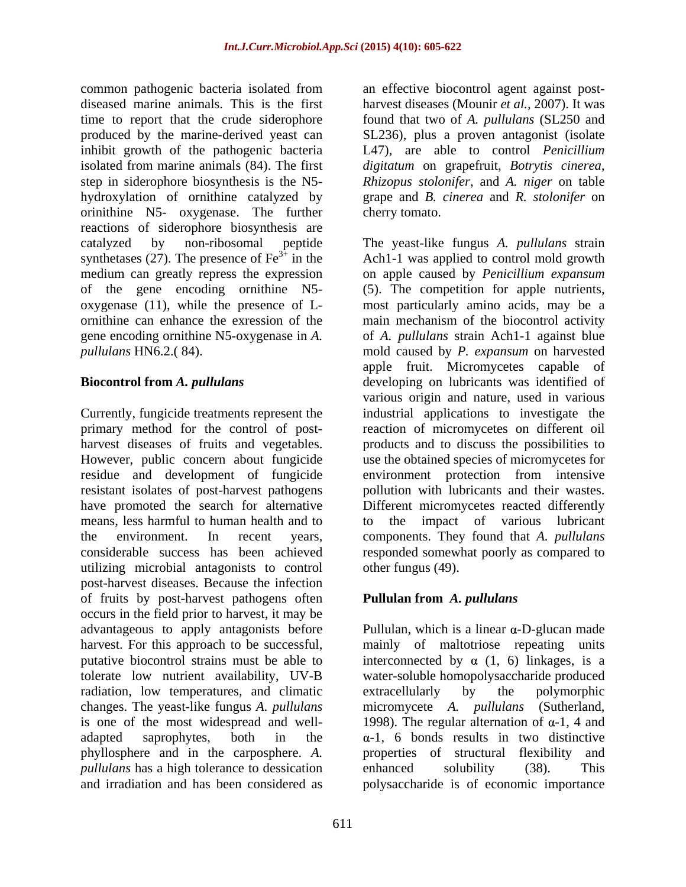common pathogenic bacteria isolated from diseased marine animals. This is the first time to report that the crude siderophore produced by the marine-derived yeast can inhibit growth of the pathogenic bacteria isolated from marine animals (84). The first step in siderophore biosynthesis is the N5-hydroxylation of ornithine catalyzed by orinithine N5- oxygenase. The further reactions of siderophore biosynthesis are catalyzed by non-ribosomal peptide synthetases (27). The presence of $Fe^{3+}$ in the medium can greatly repress the expression of the gene encoding ornithine N5-oxygenase (11), while the presence of L-ornithine can enhance the exression of the gene encoding ornithine N5-oxygenase in *A. pullulans* HN6.2.( 84).

## Biocontrol from *A. pullulans*

Currently, fungicide treatments represent the primary method for the control of post-harvest diseases of fruits and vegetables. However, public concern about fungicide residue and development of fungicide resistant isolates of post-harvest pathogens have promoted the search for alternative means, less harmful to human health and to the environment. In recent years, considerable success has been achieved utilizing microbial antagonists to control post-harvest diseases. Because the infection of fruits by post-harvest pathogens often occurs in the field prior to harvest, it may be advantageous to apply antagonists before harvest. For this approach to be successful, putative biocontrol strains must be able to tolerate low nutrient availability, UV-B radiation, low temperatures, and climatic changes. The yeast-like fungus *A. pullulans* is one of the most widespread and well-adapted saprophytes, both in the phyllosphere and in the carposphere. *A. pullulans* has a high tolerance to dessication and irradiation and has been considered as an effective biocontrol agent against post-harvest diseases (Mounir *et al.*, 2007). It was found that two of *A. pullulans* (SL250 and SL236), plus a proven antagonist (isolate L47), are able to control *Penicillium digitatum* on grapefruit, *Botrytis cinerea*, *Rhizopus stolonifer*, and *A. niger* on table grape and *B. cinerea* and *R. stolonifer* on cherry tomato.

The yeast-like fungus *A. pullulans* strain Ach1-1 was applied to control mold growth on apple caused by *Penicillium expansum* (5). The competition for apple nutrients, most particularly amino acids, may be a main mechanism of the biocontrol activity of *A. pullulans* strain Ach1-1 against blue mold caused by *P. expansum* on harvested apple fruit. Micromycetes capable of developing on lubricants was identified of various origin and nature, used in various industrial applications to investigate the reaction of micromycetes on different oil products and to discuss the possibilities to use the obtained species of micromycetes for environment protection from intensive pollution with lubricants and their wastes. Different micromycetes reacted differently to the impact of various lubricant components. They found that *A. pullulans* responded somewhat poorly as compared to other fungus (49).

## Pullulan from *A. pullulans*

Pullulan, which is a linear α-D-glucan made mainly of maltotriose repeating units interconnected by α (1, 6) linkages, is a water-soluble homopolysaccharide produced extracellularly by the polymorphic micromycete *A. pullulans* (Sutherland, 1998). The regular alternation of α-1, 4 and α-1, 6 bonds results in two distinctive properties of structural flexibility and enhanced solubility (38). This polysaccharide is of economic importance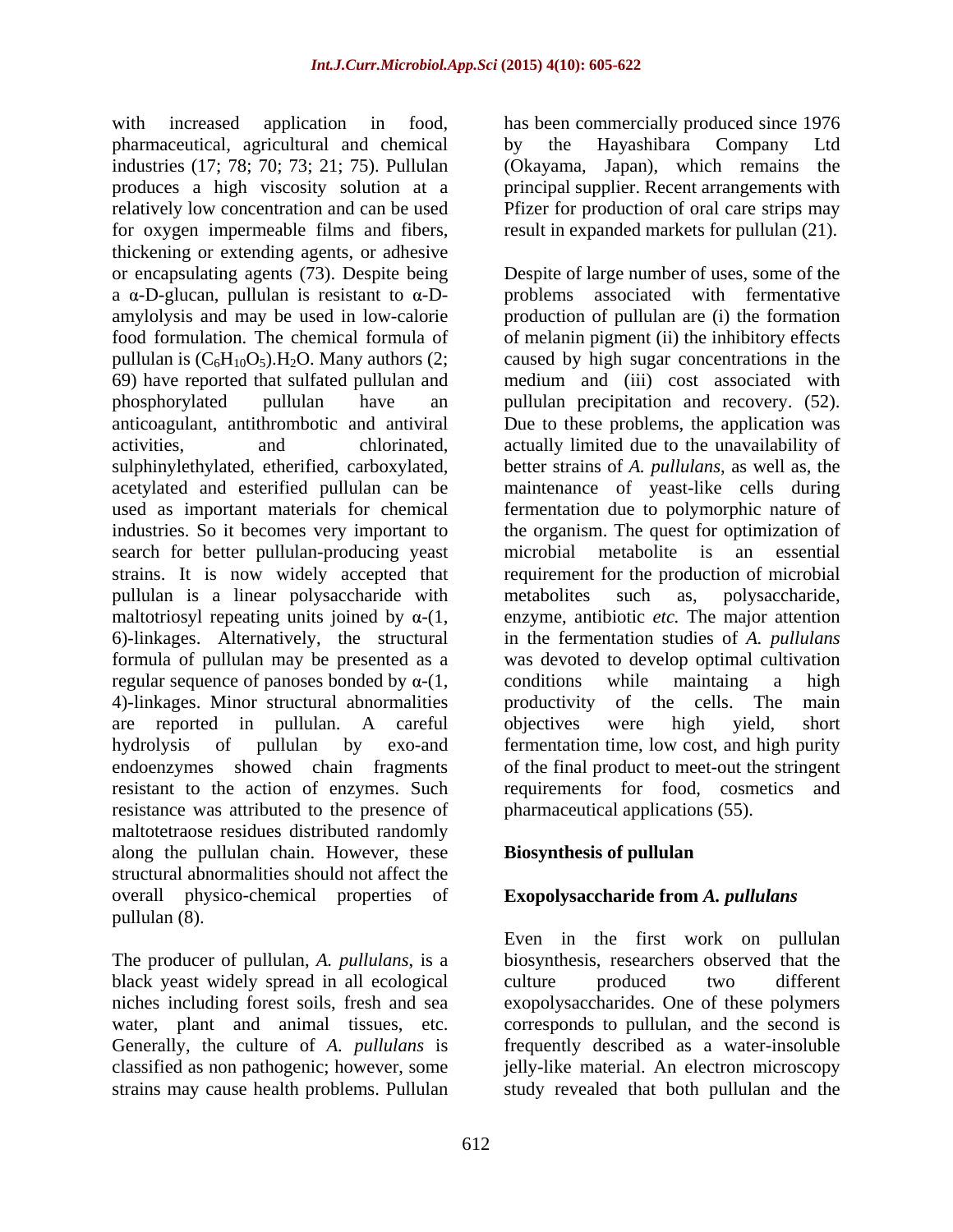with increased application in food, pharmaceutical, agricultural and chemical industries (17; 78; 70; 73; 21; 75). Pullulan produces a high viscosity solution at a relatively low concentration and can be used for oxygen impermeable films and fibers, thickening or extending agents, or adhesive or encapsulating agents (73). Despite being a α-D-glucan, pullulan is resistant to α-D-amylolysis and may be used in low-calorie food formulation. The chemical formula of pullulan is $(C_6H_{10}O_5).H_2O$. Many authors (2; 69) have reported that sulfated pullulan and phosphorylated pullulan have an anticoagulant, antithrombotic and antiviral activities, and chlorinated, sulphinylethylated, etherified, carboxylated, acetylated and esterified pullulan can be used as important materials for chemical industries. So it becomes very important to search for better pullulan-producing yeast strains. It is now widely accepted that pullulan is a linear polysaccharide with maltotriosyl repeating units joined by α-(1, 6)-linkages. Alternatively, the structural formula of pullulan may be presented as a regular sequence of panoses bonded by α-(1, 4)-linkages. Minor structural abnormalities are reported in pullulan. A careful hydrolysis of pullulan by exo-and endoenzymes showed chain fragments resistant to the action of enzymes. Such resistance was attributed to the presence of maltotetraose residues distributed randomly along the pullulan chain. However, these structural abnormalities should not affect the overall physico-chemical properties of pullulan (8).

The producer of pullulan, *A. pullulans*, is a black yeast widely spread in all ecological niches including forest soils, fresh and sea water, plant and animal tissues, etc. Generally, the culture of *A. pullulans* is classified as non pathogenic; however, some strains may cause health problems. Pullulan has been commercially produced since 1976 by the Hayashibara Company Ltd (Okayama, Japan), which remains the principal supplier. Recent arrangements with Pfizer for production of oral care strips may result in expanded markets for pullulan (21).

Despite of large number of uses, some of the problems associated with fermentative production of pullulan are (i) the formation of melanin pigment (ii) the inhibitory effects caused by high sugar concentrations in the medium and (iii) cost associated with pullulan precipitation and recovery. (52). Due to these problems, the application was actually limited due to the unavailability of better strains of *A. pullulans*, as well as, the maintenance of yeast-like cells during fermentation due to polymorphic nature of the organism. The quest for optimization of microbial metabolite is an essential requirement for the production of microbial metabolites such as, polysaccharide, enzyme, antibiotic *etc.* The major attention in the fermentation studies of *A. pullulans* was devoted to develop optimal cultivation conditions while maintaing a high productivity of the cells. The main objectives were high yield, short fermentation time, low cost, and high purity of the final product to meet-out the stringent requirements for food, cosmetics and pharmaceutical applications (55).

## Biosynthesis of pullulan

### Exopolysaccharide from *A. pullulans*

Even in the first work on pullulan biosynthesis, researchers observed that the culture produced two different exopolysaccharides. One of these polymers corresponds to pullulan, and the second is frequently described as a water-insoluble jelly-like material. An electron microscopy study revealed that both pullulan and the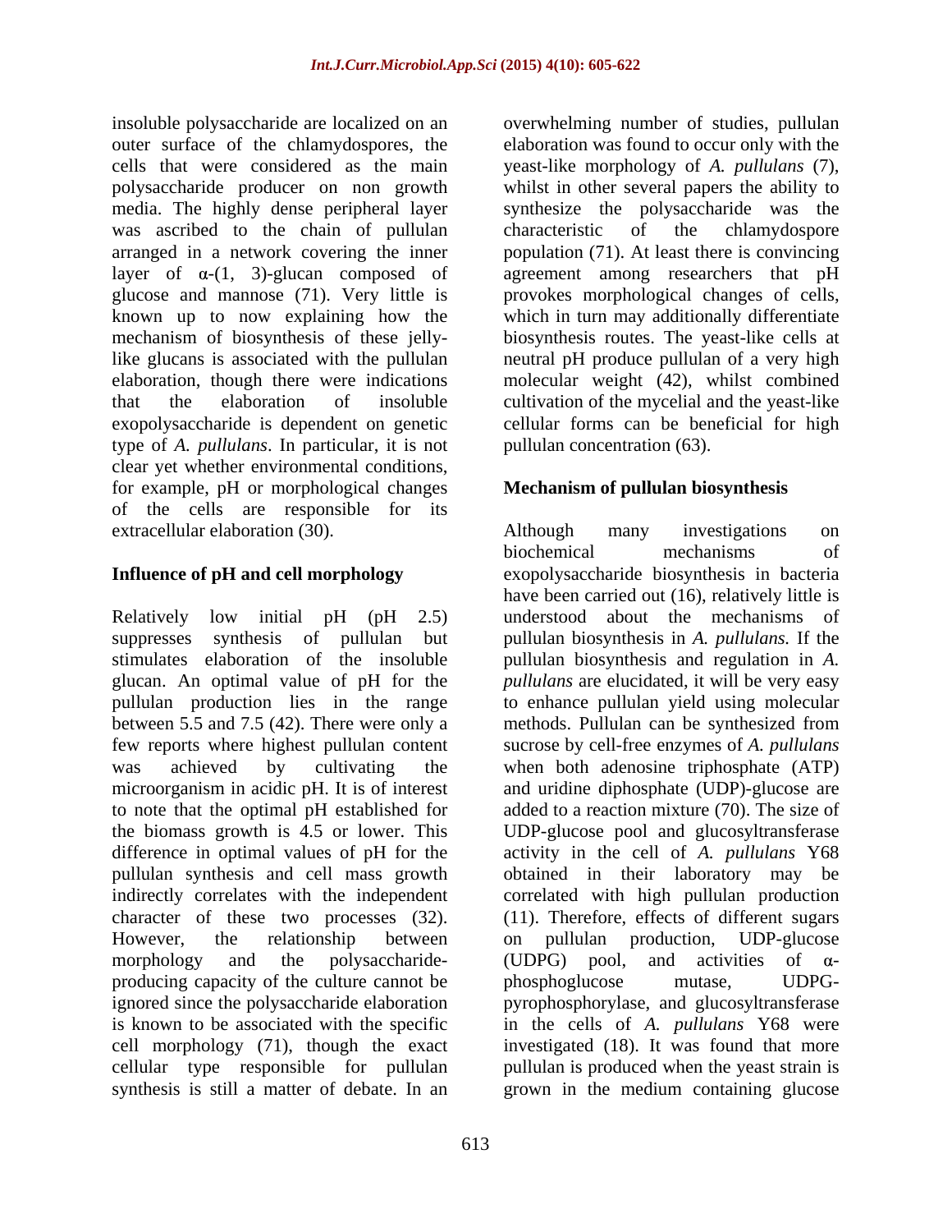insoluble polysaccharide are localized on an outer surface of the chlamydospores, the cells that were considered as the main polysaccharide producer on non growth media. The highly dense peripheral layer was ascribed to the chain of pullulan arranged in a network covering the inner layer of α-(1, 3)-glucan composed of glucose and mannose (71). Very little is known up to now explaining how the mechanism of biosynthesis of these jelly-like glucans is associated with the pullulan elaboration, though there were indications that the elaboration of insoluble exopolysaccharide is dependent on genetic type of *A. pullulans*. In particular, it is not clear yet whether environmental conditions, for example, pH or morphological changes of the cells are responsible for its extracellular elaboration (30).

## Influence of pH and cell morphology

Relatively low initial pH (pH 2.5) suppresses synthesis of pullulan but stimulates elaboration of the insoluble glucan. An optimal value of pH for the pullulan production lies in the range between 5.5 and 7.5 (42). There were only a few reports where highest pullulan content was achieved by cultivating the microorganism in acidic pH. It is of interest to note that the optimal pH established for the biomass growth is 4.5 or lower. This difference in optimal values of pH for the pullulan synthesis and cell mass growth indirectly correlates with the independent character of these two processes (32). However, the relationship between morphology and the polysaccharide-producing capacity of the culture cannot be ignored since the polysaccharide elaboration is known to be associated with the specific cell morphology (71), though the exact cellular type responsible for pullulan synthesis is still a matter of debate. In an overwhelming number of studies, pullulan elaboration was found to occur only with the yeast-like morphology of *A. pullulans* (7), whilst in other several papers the ability to synthesize the polysaccharide was the characteristic of the chlamydospore population (71). At least there is convincing agreement among researchers that pH provokes morphological changes of cells, which in turn may additionally differentiate biosynthesis routes. The yeast-like cells at neutral pH produce pullulan of a very high molecular weight (42), whilst combined cultivation of the mycelial and the yeast-like cellular forms can be beneficial for high pullulan concentration (63).

## Mechanism of pullulan biosynthesis

Although many investigations on biochemical mechanisms of exopolysaccharide biosynthesis in bacteria have been carried out (16), relatively little is understood about the mechanisms of pullulan biosynthesis in *A. pullulans.* If the pullulan biosynthesis and regulation in *A. pullulans* are elucidated, it will be very easy to enhance pullulan yield using molecular methods. Pullulan can be synthesized from sucrose by cell-free enzymes of *A. pullulans* when both adenosine triphosphate (ATP) and uridine diphosphate (UDP)-glucose are added to a reaction mixture (70). The size of UDP-glucose pool and glucosyltransferase activity in the cell of *A. pullulans* Y68 obtained in their laboratory may be correlated with high pullulan production (11). Therefore, effects of different sugars on pullulan production, UDP-glucose (UDPG) pool, and activities of α-phosphoglucose mutase, UDPG-pyrophosphorylase, and glucosyltransferase in the cells of *A. pullulans* Y68 were investigated (18). It was found that more pullulan is produced when the yeast strain is grown in the medium containing glucose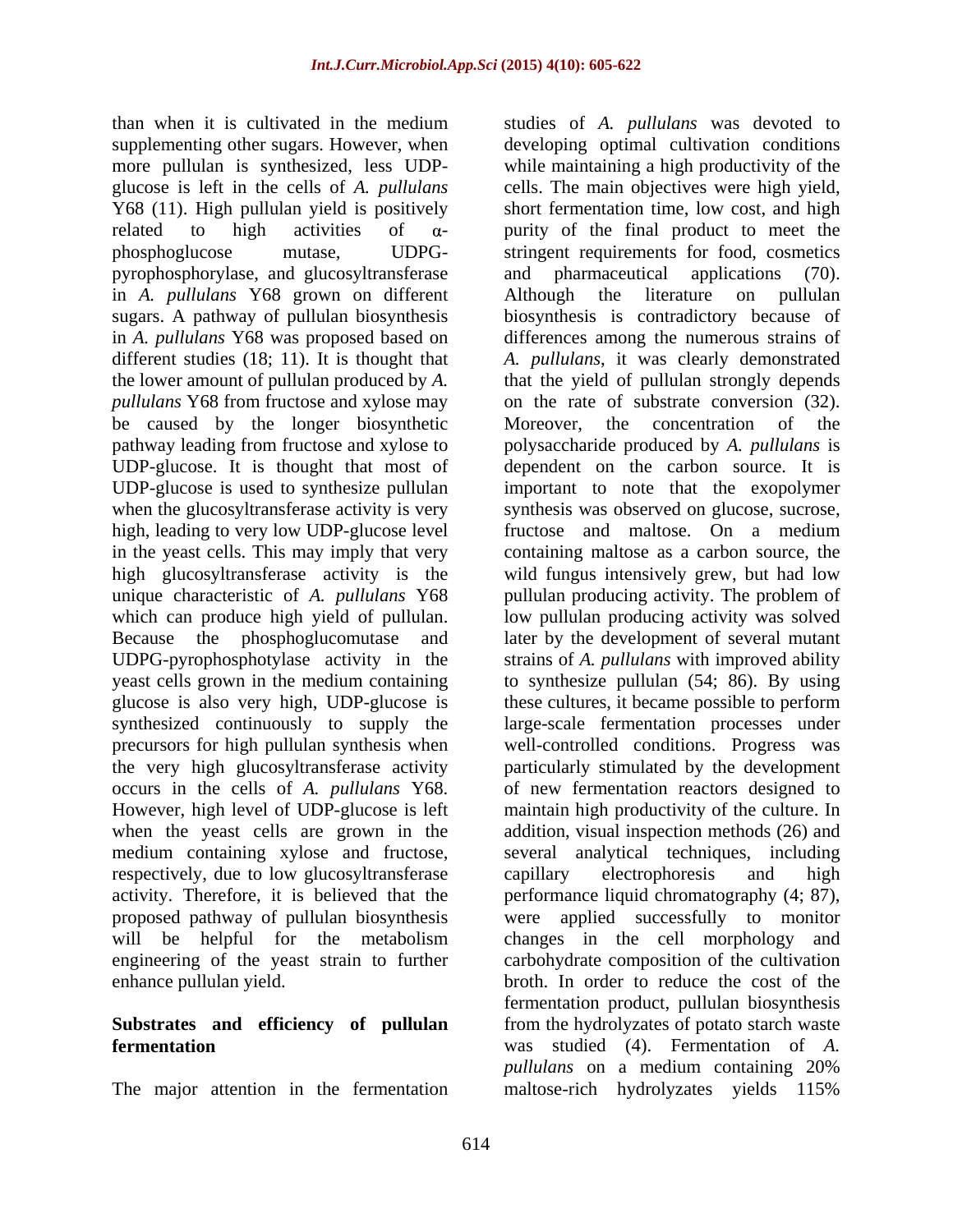than when it is cultivated in the medium supplementing other sugars. However, when more pullulan is synthesized, less UDP-glucose is left in the cells of *A. pullulans* Y68 (11). High pullulan yield is positively related to high activities of α-phosphoglucose mutase, UDPG-pyrophosphorylase, and glucosyltransferase in *A. pullulans* Y68 grown on different sugars. A pathway of pullulan biosynthesis in *A. pullulans* Y68 was proposed based on different studies (18; 11). It is thought that the lower amount of pullulan produced by *A. pullulans* Y68 from fructose and xylose may be caused by the longer biosynthetic pathway leading from fructose and xylose to UDP-glucose. It is thought that most of UDP-glucose is used to synthesize pullulan when the glucosyltransferase activity is very high, leading to very low UDP-glucose level in the yeast cells. This may imply that very high glucosyltransferase activity is the unique characteristic of *A. pullulans* Y68 which can produce high yield of pullulan. Because the phosphoglucomutase and UDPG-pyrophosphotylase activity in the yeast cells grown in the medium containing glucose is also very high, UDP-glucose is synthesized continuously to supply the precursors for high pullulan synthesis when the very high glucosyltransferase activity occurs in the cells of *A. pullulans* Y68. However, high level of UDP-glucose is left when the yeast cells are grown in the medium containing xylose and fructose, respectively, due to low glucosyltransferase activity. Therefore, it is believed that the proposed pathway of pullulan biosynthesis will be helpful for the metabolism engineering of the yeast strain to further enhance pullulan yield.

## Substrates and efficiency of pullulan fermentation

The major attention in the fermentation studies of *A. pullulans* was devoted to developing optimal cultivation conditions while maintaining a high productivity of the cells. The main objectives were high yield, short fermentation time, low cost, and high purity of the final product to meet the stringent requirements for food, cosmetics and pharmaceutical applications (70). Although the literature on pullulan biosynthesis is contradictory because of differences among the numerous strains of *A. pullulans*, it was clearly demonstrated that the yield of pullulan strongly depends on the rate of substrate conversion (32). Moreover, the concentration of the polysaccharide produced by *A. pullulans* is dependent on the carbon source. It is important to note that the exopolymer synthesis was observed on glucose, sucrose, fructose and maltose. On a medium containing maltose as a carbon source, the wild fungus intensively grew, but had low pullulan producing activity. The problem of low pullulan producing activity was solved later by the development of several mutant strains of *A. pullulans* with improved ability to synthesize pullulan (54; 86). By using these cultures, it became possible to perform large-scale fermentation processes under well-controlled conditions. Progress was particularly stimulated by the development of new fermentation reactors designed to maintain high productivity of the culture. In addition, visual inspection methods (26) and several analytical techniques, including capillary electrophoresis and high performance liquid chromatography (4; 87), were applied successfully to monitor changes in the cell morphology and carbohydrate composition of the cultivation broth. In order to reduce the cost of the fermentation product, pullulan biosynthesis from the hydrolyzates of potato starch waste was studied (4). Fermentation of *A. pullulans* on a medium containing 20% maltose-rich hydrolyzates yields 115%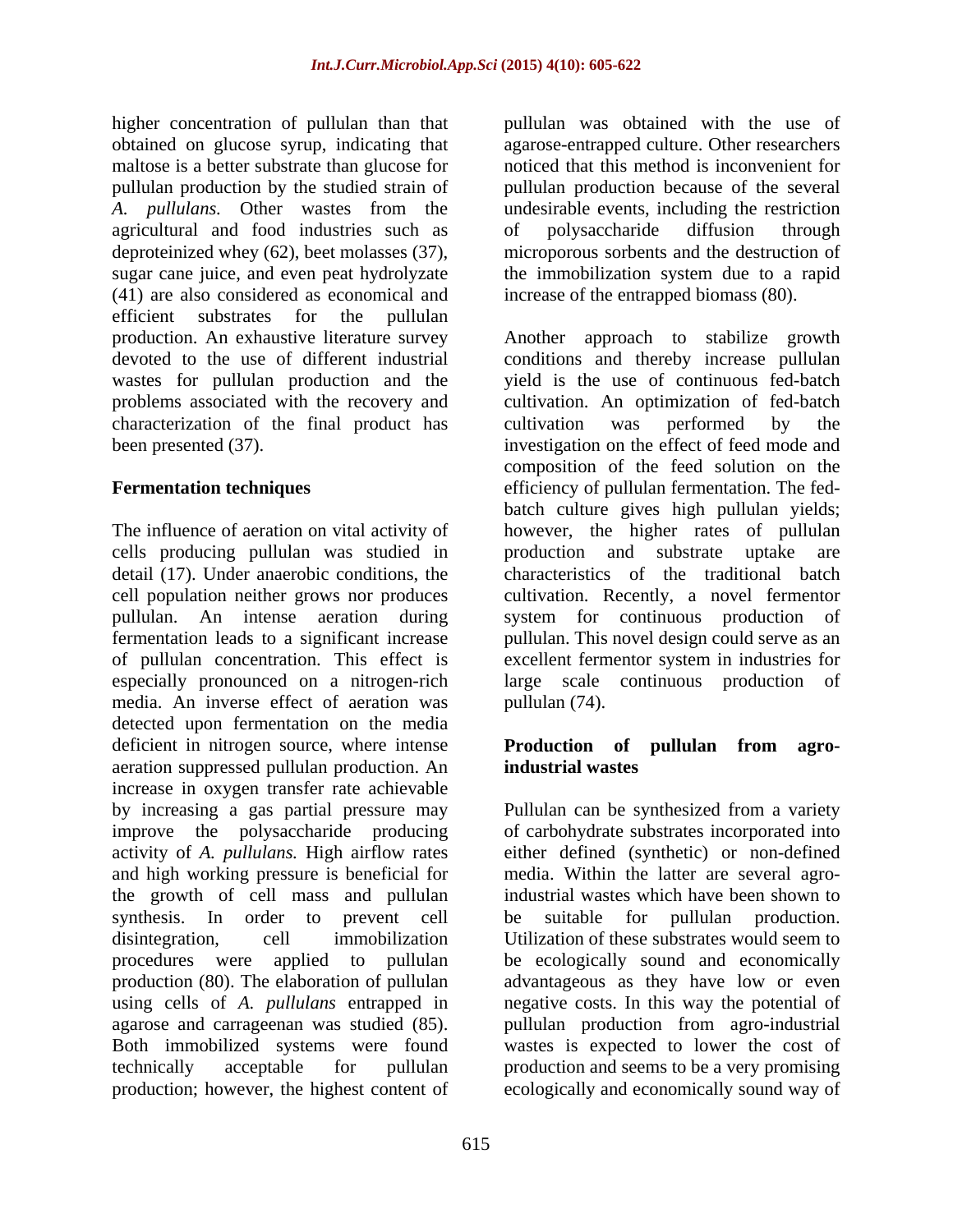higher concentration of pullulan than that obtained on glucose syrup, indicating that maltose is a better substrate than glucose for pullulan production by the studied strain of *A. pullulans.* Other wastes from the agricultural and food industries such as deproteinized whey (62), beet molasses (37), sugar cane juice, and even peat hydrolyzate (41) are also considered as economical and efficient substrates for the pullulan production. An exhaustive literature survey devoted to the use of different industrial wastes for pullulan production and the problems associated with the recovery and characterization of the final product has been presented (37).

**Fermentation techniques**

The influence of aeration on vital activity of cells producing pullulan was studied in detail (17). Under anaerobic conditions, the cell population neither grows nor produces pullulan. An intense aeration during fermentation leads to a significant increase of pullulan concentration. This effect is especially pronounced on a nitrogen-rich media. An inverse effect of aeration was detected upon fermentation on the media deficient in nitrogen source, where intense aeration suppressed pullulan production. An increase in oxygen transfer rate achievable by increasing a gas partial pressure may improve the polysaccharide producing activity of *A. pullulans.* High airflow rates and high working pressure is beneficial for the growth of cell mass and pullulan synthesis. In order to prevent cell disintegration, cell immobilization procedures were applied to pullulan production (80). The elaboration of pullulan using cells of *A. pullulans* entrapped in agarose and carrageenan was studied (85). Both immobilized systems were found technically acceptable for pullulan production; however, the highest content of pullulan was obtained with the use of agarose-entrapped culture. Other researchers noticed that this method is inconvenient for pullulan production because of the several undesirable events, including the restriction of polysaccharide diffusion through microporous sorbents and the destruction of the immobilization system due to a rapid increase of the entrapped biomass (80).

Another approach to stabilize growth conditions and thereby increase pullulan yield is the use of continuous fed-batch cultivation. An optimization of fed-batch cultivation was performed by the investigation on the effect of feed mode and composition of the feed solution on the efficiency of pullulan fermentation. The fed-batch culture gives high pullulan yields; however, the higher rates of pullulan production and substrate uptake are characteristics of the traditional batch cultivation. Recently, a novel fermentor system for continuous production of pullulan. This novel design could serve as an excellent fermentor system in industries for large scale continuous production of pullulan (74).

**Production of pullulan from agro-industrial wastes**

Pullulan can be synthesized from a variety of carbohydrate substrates incorporated into either defined (synthetic) or non-defined media. Within the latter are several agro-industrial wastes which have been shown to be suitable for pullulan production. Utilization of these substrates would seem to be ecologically sound and economically advantageous as they have low or even negative costs. In this way the potential of pullulan production from agro-industrial wastes is expected to lower the cost of production and seems to be a very promising ecologically and economically sound way of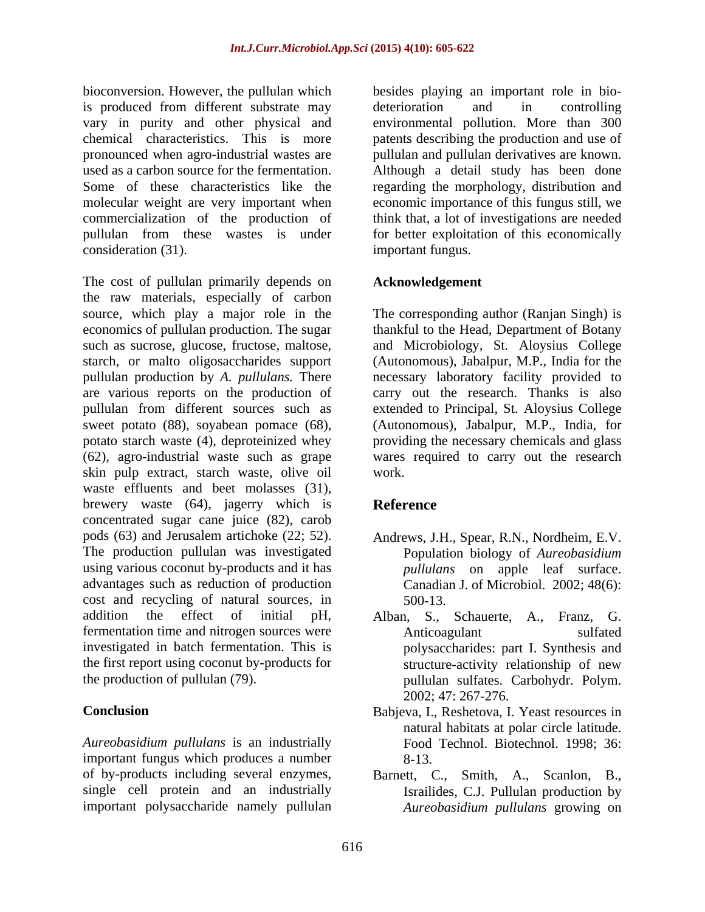bioconversion. However, the pullulan which is produced from different substrate may vary in purity and other physical and chemical characteristics. This is more pronounced when agro-industrial wastes are used as a carbon source for the fermentation. Some of these characteristics like the molecular weight are very important when commercialization of the production of pullulan from these wastes is under consideration (31).

The cost of pullulan primarily depends on the raw materials, especially of carbon source, which play a major role in the economics of pullulan production. The sugar such as sucrose, glucose, fructose, maltose, starch, or malto oligosaccharides support pullulan production by *A. pullulans.* There are various reports on the production of pullulan from different sources such as sweet potato (88), soyabean pomace (68), potato starch waste (4), deproteinized whey (62), agro-industrial waste such as grape skin pulp extract, starch waste, olive oil waste effluents and beet molasses (31), brewery waste (64), jagerry which is concentrated sugar cane juice (82), carob pods (63) and Jerusalem artichoke (22; 52). The production pullulan was investigated using various coconut by-products and it has advantages such as reduction of production cost and recycling of natural sources, in addition the effect of initial pH, fermentation time and nitrogen sources were investigated in batch fermentation. This is the first report using coconut by-products for the production of pullulan (79).

## Conclusion

*Aureobasidium pullulans* is an industrially important fungus which produces a number of by-products including several enzymes, single cell protein and an industrially important polysaccharide namely pullulan besides playing an important role in bio-deterioration and in controlling environmental pollution. More than 300 patents describing the production and use of pullulan and pullulan derivatives are known. Although a detail study has been done regarding the morphology, distribution and economic importance of this fungus still, we think that, a lot of investigations are needed for better exploitation of this economically important fungus.

## Acknowledgement

The corresponding author (Ranjan Singh) is thankful to the Head, Department of Botany and Microbiology, St. Aloysius College (Autonomous), Jabalpur, M.P., India for the necessary laboratory facility provided to carry out the research. Thanks is also extended to Principal, St. Aloysius College (Autonomous), Jabalpur, M.P., India, for providing the necessary chemicals and glass wares required to carry out the research work.

## Reference

Andrews, J.H., Spear, R.N., Nordheim, E.V. Population biology of *Aureobasidium pullulans* on apple leaf surface. Canadian J. of Microbiol. 2002; 48(6): 500-13.

Alban, S., Schauerte, A., Franz, G. Anticoagulant sulfated polysaccharides: part I. Synthesis and structure-activity relationship of new pullulan sulfates. Carbohydr. Polym. 2002; 47: 267-276.

Babjeva, I., Reshetova, I. Yeast resources in natural habitats at polar circle latitude. Food Technol. Biotechnol. 1998; 36: 8-13.

Barnett, C., Smith, A., Scanlon, B., Israilides, C.J. Pullulan production by *Aureobasidium pullulans* growing on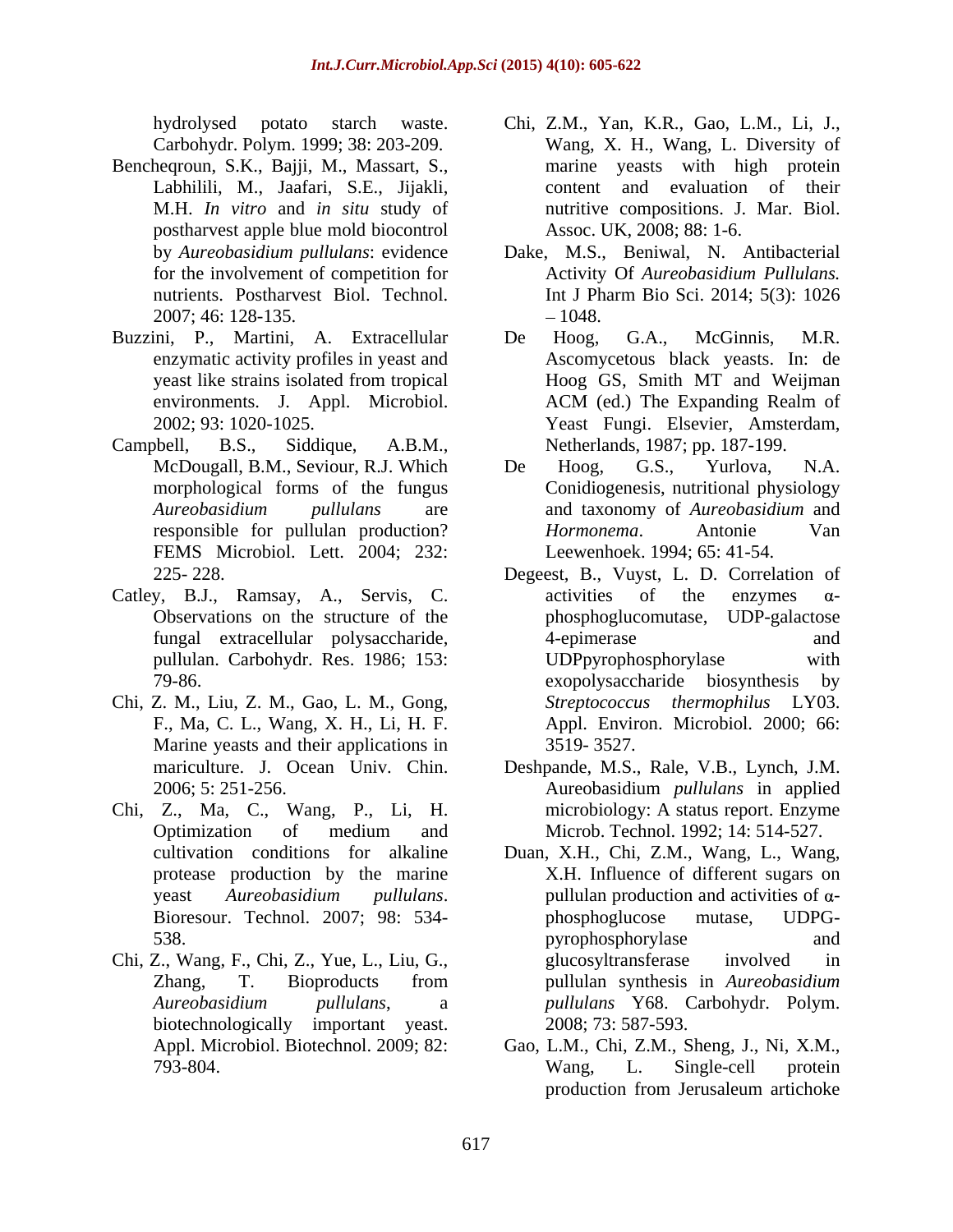hydrolysed potato starch waste. Carbohydr. Polym. 1999; 38: 203-209.

Bencheqroun, S.K., Bajji, M., Massart, S., Labhilili, M., Jaafari, S.E., Jijakli, M.H. *In vitro* and *in situ* study of postharvest apple blue mold biocontrol by *Aureobasidium pullulans*: evidence for the involvement of competition for nutrients. Postharvest Biol. Technol. 2007; 46: 128-135.

Buzzini, P., Martini, A. Extracellular enzymatic activity profiles in yeast and yeast like strains isolated from tropical environments. J. Appl. Microbiol. 2002; 93: 1020-1025.

Campbell, B.S., Siddique, A.B.M., McDougall, B.M., Seviour, R.J. Which morphological forms of the fungus *Aureobasidium pullulans* are responsible for pullulan production? FEMS Microbiol. Lett. 2004; 232: 225- 228.

Catley, B.J., Ramsay, A., Servis, C. Observations on the structure of the fungal extracellular polysaccharide, pullulan. Carbohydr. Res. 1986; 153: 79-86.

Chi, Z. M., Liu, Z. M., Gao, L. M., Gong, F., Ma, C. L., Wang, X. H., Li, H. F. Marine yeasts and their applications in mariculture. J. Ocean Univ. Chin. 2006; 5: 251-256.

Chi, Z., Ma, C., Wang, P., Li, H. Optimization of medium and cultivation conditions for alkaline protease production by the marine yeast *Aureobasidium pullulans*. Bioresour. Technol. 2007; 98: 534-538.

Chi, Z., Wang, F., Chi, Z., Yue, L., Liu, G., Zhang, T. Bioproducts from *Aureobasidium pullulans*, a biotechnologically important yeast. Appl. Microbiol. Biotechnol. 2009; 82: 793-804.

Chi, Z.M., Yan, K.R., Gao, L.M., Li, J., Wang, X. H., Wang, L. Diversity of marine yeasts with high protein content and evaluation of their nutritive compositions. J. Mar. Biol. Assoc. UK, 2008; 88: 1-6.

Dake, M.S., Beniwal, N. Antibacterial Activity Of *Aureobasidium Pullulans.* Int J Pharm Bio Sci. 2014; 5(3): 1026 – 1048.

De Hoog, G.A., McGinnis, M.R. Ascomycetous black yeasts. In: de Hoog GS, Smith MT and Weijman ACM (ed.) The Expanding Realm of Yeast Fungi. Elsevier, Amsterdam, Netherlands, 1987; pp. 187-199.

De Hoog, G.S., Yurlova, N.A. Conidiogenesis, nutritional physiology and taxonomy of *Aureobasidium* and *Hormonema*. Antonie Van Leewenhoek. 1994; 65: 41-54.

Degeest, B., Vuyst, L. D. Correlation of activities of the enzymes α-phosphoglucomutase, UDP-galactose 4-epimerase and UDPpyrophosphorylase with exopolysaccharide biosynthesis by *Streptococcus thermophilus* LY03. Appl. Environ. Microbiol. 2000; 66: 3519- 3527.

Deshpande, M.S., Rale, V.B., Lynch, J.M. Aureobasidium *pullulans* in applied microbiology: A status report. Enzyme Microb. Technol. 1992; 14: 514-527.

Duan, X.H., Chi, Z.M., Wang, L., Wang, X.H. Influence of different sugars on pullulan production and activities of α-phosphoglucose mutase, UDPG-pyrophosphorylase and glucosyltransferase involved in pullulan synthesis in *Aureobasidium pullulans* Y68. Carbohydr. Polym. 2008; 73: 587-593.

Gao, L.M., Chi, Z.M., Sheng, J., Ni, X.M., Wang, L. Single-cell protein production from Jerusaleum artichoke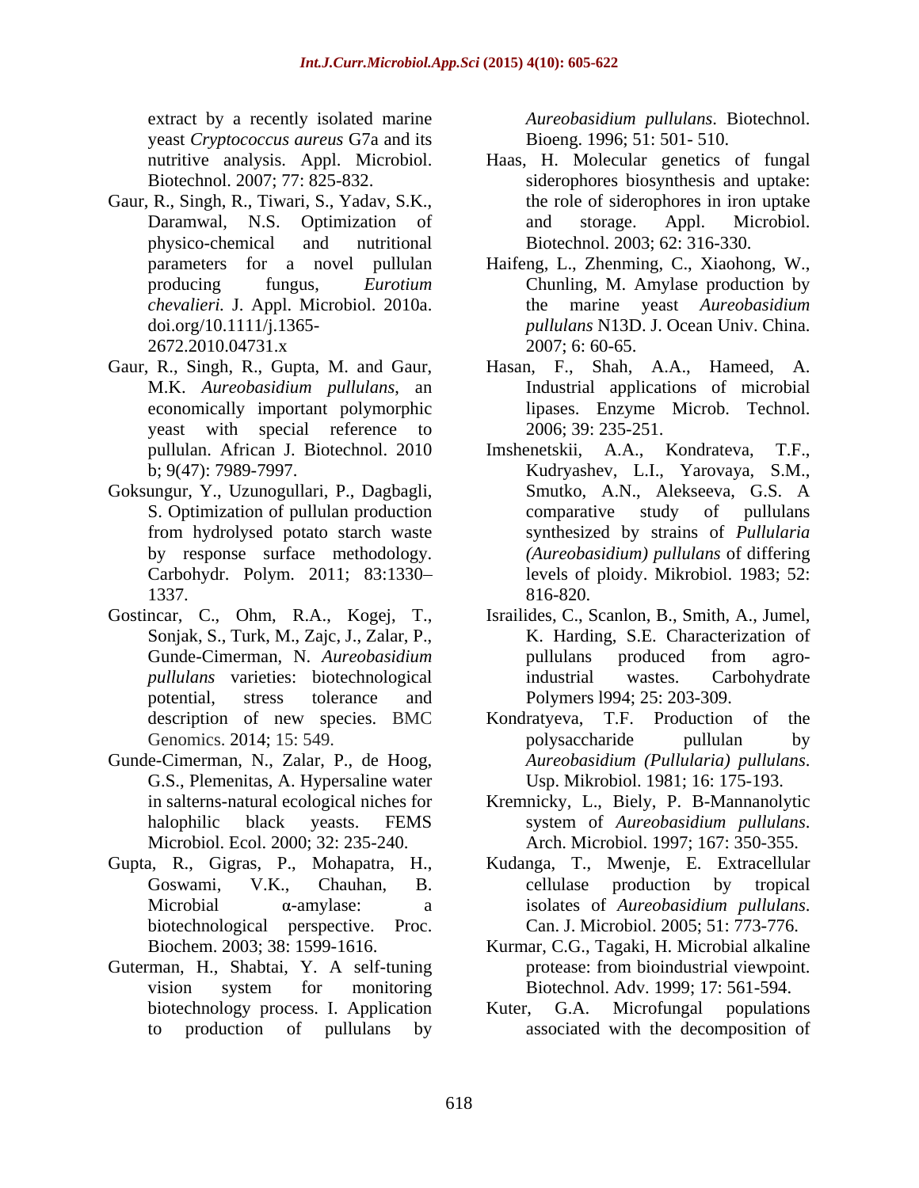extract by a recently isolated marine yeast *Cryptococcus aureus* G7a and its nutritive analysis. Appl. Microbiol. Biotechnol. 2007; 77: 825-832.

Gaur, R., Singh, R., Tiwari, S., Yadav, S.K., Daramwal, N.S. Optimization of physico-chemical and nutritional parameters for a novel pullulan producing fungus, *Eurotium chevalieri.* J. Appl. Microbiol. 2010a. doi.org/10.1111/j.1365-2672.2010.04731.x

Gaur, R., Singh, R., Gupta, M. and Gaur, M.K. *Aureobasidium pullulans*, an economically important polymorphic yeast with special reference to pullulan. African J. Biotechnol. 2010 b; 9(47): 7989-7997.

Goksungur, Y., Uzunogullari, P., Dagbagli, S. Optimization of pullulan production from hydrolysed potato starch waste by response surface methodology. Carbohydr. Polym. 2011; 83:1330–1337.

Gostincar, C., Ohm, R.A., Kogej, T., Sonjak, S., Turk, M., Zajc, J., Zalar, P., Gunde-Cimerman, N. *Aureobasidium pullulans* varieties: biotechnological potential, stress tolerance and description of new species. BMC Genomics. 2014; 15: 549.

Gunde-Cimerman, N., Zalar, P., de Hoog, G.S., Plemenitas, A. Hypersaline water in salterns-natural ecological niches for halophilic black yeasts. FEMS Microbiol. Ecol. 2000; 32: 235-240.

Gupta, R., Gigras, P., Mohapatra, H., Goswami, V.K., Chauhan, B. Microbial α-amylase: a biotechnological perspective. Proc. Biochem. 2003; 38: 1599-1616.

Guterman, H., Shabtai, Y. A self-tuning vision system for monitoring biotechnology process. I. Application to production of pullulans by *Aureobasidium pullulans*. Biotechnol. Bioeng. 1996; 51: 501- 510.

Haas, H. Molecular genetics of fungal siderophores biosynthesis and uptake: the role of siderophores in iron uptake and storage. Appl. Microbiol. Biotechnol. 2003; 62: 316-330.

Haifeng, L., Zhenming, C., Xiaohong, W., Chunling, M. Amylase production by the marine yeast *Aureobasidium pullulans* N13D. J. Ocean Univ. China. 2007; 6: 60-65.

Hasan, F., Shah, A.A., Hameed, A. Industrial applications of microbial lipases. Enzyme Microb. Technol. 2006; 39: 235-251.

Imshenetskii, A.A., Kondrateva, T.F., Kudryashev, L.I., Yarovaya, S.M., Smutko, A.N., Alekseeva, G.S. A comparative study of pullulans synthesized by strains of *Pullularia (Aureobasidium) pullulans* of differing levels of ploidy. Mikrobiol. 1983; 52: 816-820.

Israilides, C., Scanlon, B., Smith, A., Jumel, K. Harding, S.E. Characterization of pullulans produced from agro-industrial wastes. Carbohydrate Polymers l994; 25: 203-309.

Kondratyeva, T.F. Production of the polysaccharide pullulan by *Aureobasidium (Pullularia) pullulans*. Usp. Mikrobiol. 1981; 16: 175-193.

Kremnicky, L., Biely, P. B-Mannanolytic system of *Aureobasidium pullulans*. Arch. Microbiol. 1997; 167: 350-355.

Kudanga, T., Mwenje, E. Extracellular cellulase production by tropical isolates of *Aureobasidium pullulans*. Can. J. Microbiol. 2005; 51: 773-776.

Kurmar, C.G., Tagaki, H. Microbial alkaline protease: from bioindustrial viewpoint. Biotechnol. Adv. 1999; 17: 561-594.

Kuter, G.A. Microfungal populations associated with the decomposition of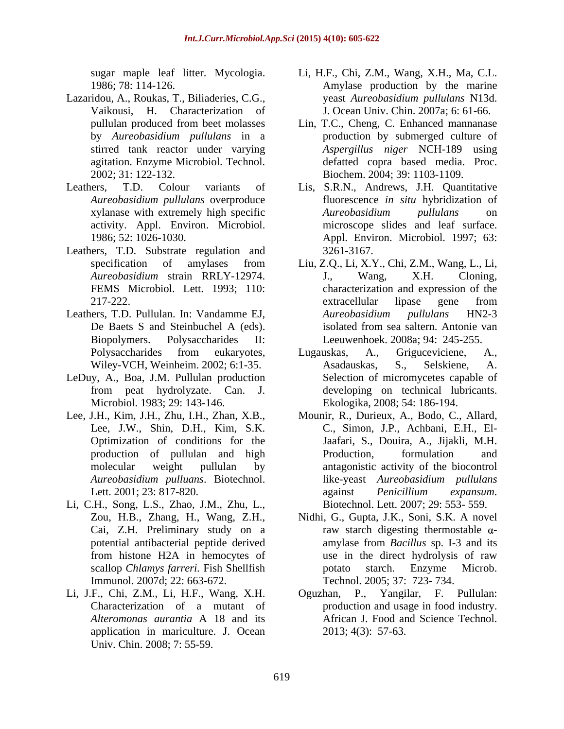sugar maple leaf litter. Mycologia. 1986; 78: 114-126.

Lazaridou, A., Roukas, T., Biliaderies, C.G., Vaikousi, H. Characterization of pullulan produced from beet molasses by *Aureobasidium pullulans* in a stirred tank reactor under varying agitation. Enzyme Microbiol. Technol. 2002; 31: 122-132.

Leathers, T.D. Colour variants of *Aureobasidium pullulans* overproduce xylanase with extremely high specific activity. Appl. Environ. Microbiol. 1986; 52: 1026-1030.

Leathers, T.D. Substrate regulation and specification of amylases from *Aureobasidium* strain RRLY-12974. FEMS Microbiol. Lett. 1993; 110: 217-222.

Leathers, T.D. Pullulan. In: Vandamme EJ, De Baets S and Steinbuchel A (eds). Biopolymers. Polysaccharides II: Polysaccharides from eukaryotes, Wiley-VCH, Weinheim. 2002; 6:1-35.

LeDuy, A., Boa, J.M. Pullulan production from peat hydrolyzate. Can. J. Microbiol. 1983; 29: 143-146.

Lee, J.H., Kim, J.H., Zhu, I.H., Zhan, X.B., Lee, J.W., Shin, D.H., Kim, S.K. Optimization of conditions for the production of pullulan and high molecular weight pullulan by *Aureobasidium pulluans*. Biotechnol. Lett. 2001; 23: 817-820.

Li, C.H., Song, L.S., Zhao, J.M., Zhu, L., Zou, H.B., Zhang, H., Wang, Z.H., Cai, Z.H. Preliminary study on a potential antibacterial peptide derived from histone H2A in hemocytes of scallop *Chlamys farreri*. Fish Shellfish Immunol. 2007d; 22: 663-672.

Li, J.F., Chi, Z.M., Li, H.F., Wang, X.H. Characterization of a mutant of *Alteromonas aurantia* A 18 and its application in mariculture. J. Ocean Univ. Chin. 2008; 7: 55-59.

Li, H.F., Chi, Z.M., Wang, X.H., Ma, C.L. Amylase production by the marine yeast *Aureobasidium pullulans* N13d. J. Ocean Univ. Chin. 2007a; 6: 61-66.

Lin, T.C., Cheng, C. Enhanced mannanase production by submerged culture of *Aspergillus niger* NCH-189 using defatted copra based media. Proc. Biochem. 2004; 39: 1103-1109.

Lis, S.R.N., Andrews, J.H. Quantitative fluorescence *in situ* hybridization of *Aureobasidium pullulans* on microscope slides and leaf surface. Appl. Environ. Microbiol. 1997; 63: 3261-3167.

Liu, Z.Q., Li, X.Y., Chi, Z.M., Wang, L., Li, J., Wang, X.H. Cloning, characterization and expression of the extracellular lipase gene from *Aureobasidium pullulans* HN2-3 isolated from sea saltern. Antonie van Leeuwenhoek. 2008a; 94: 245-255.

Lugauskas, A., Griguceviciene, A., Asadauskas, S., Selskiene, A. Selection of micromycetes capable of developing on technical lubricants. Ekologika, 2008; 54: 186-194.

Mounir, R., Durieux, A., Bodo, C., Allard, C., Simon, J.P., Achbani, E.H., El-Jaafari, S., Douira, A., Jijakli, M.H. Production, formulation and antagonistic activity of the biocontrol like-yeast *Aureobasidium pullulans* against *Penicillium expansum*. Biotechnol. Lett. 2007; 29: 553- 559.

Nidhi, G., Gupta, J.K., Soni, S.K. A novel raw starch digesting thermostable α-amylase from *Bacillus* sp. I-3 and its use in the direct hydrolysis of raw potato starch. Enzyme Microb. Technol. 2005; 37: 723- 734.

Oguzhan, P., Yangilar, F. Pullulan: production and usage in food industry. African J. Food and Science Technol. 2013; 4(3): 57-63.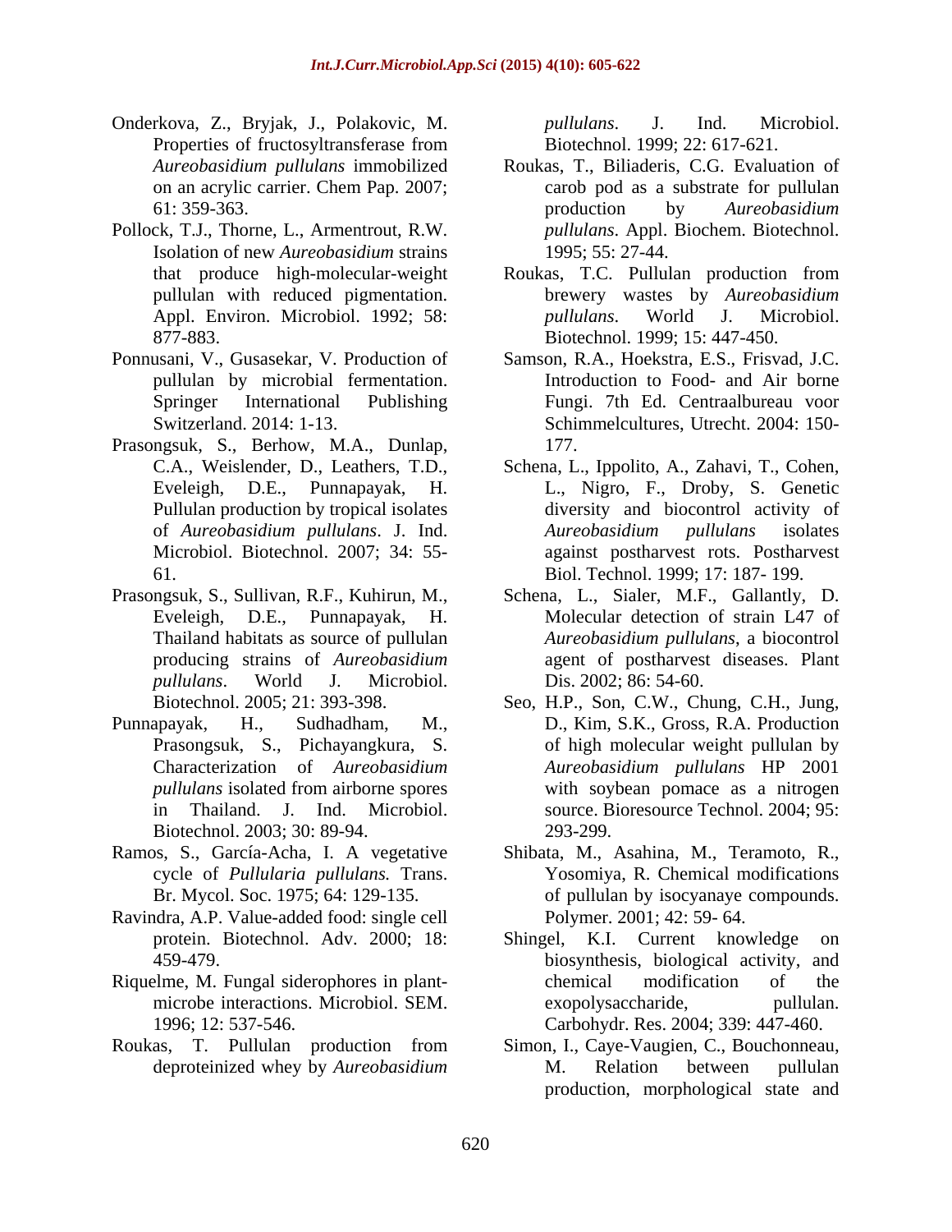Onderkova, Z., Bryjak, J., Polakovic, M. Properties of fructosyltransferase from *Aureobasidium pullulans* immobilized on an acrylic carrier. Chem Pap. 2007; 61: 359-363.

Pollock, T.J., Thorne, L., Armentrout, R.W. Isolation of new *Aureobasidium* strains that produce high-molecular-weight pullulan with reduced pigmentation. Appl. Environ. Microbiol. 1992; 58: 877-883.

Ponnusani, V., Gusasekar, V. Production of pullulan by microbial fermentation. Springer International Publishing Switzerland. 2014: 1-13.

Prasongsuk, S., Berhow, M.A., Dunlap, C.A., Weislender, D., Leathers, T.D., Eveleigh, D.E., Punnapayak, H. Pullulan production by tropical isolates of *Aureobasidium pullulans*. J. Ind. Microbiol. Biotechnol. 2007; 34: 55-61.

Prasongsuk, S., Sullivan, R.F., Kuhirun, M., Eveleigh, D.E., Punnapayak, H. Thailand habitats as source of pullulan producing strains of *Aureobasidium pullulans*. World J. Microbiol. Biotechnol. 2005; 21: 393-398.

Punnapayak, H., Sudhadham, M., Prasongsuk, S., Pichayangkura, S. Characterization of *Aureobasidium pullulans* isolated from airborne spores in Thailand. J. Ind. Microbiol. Biotechnol. 2003; 30: 89-94.

Ramos, S., García-Acha, I. A vegetative cycle of *Pullularia pullulans.* Trans. Br. Mycol. Soc. 1975; 64: 129-135.

Ravindra, A.P. Value-added food: single cell protein. Biotechnol. Adv. 2000; 18: 459-479.

Riquelme, M. Fungal siderophores in plant-microbe interactions. Microbiol. SEM. 1996; 12: 537-546.

Roukas, T. Pullulan production from deproteinized whey by *Aureobasidium pullulans*. J. Ind. Microbiol. Biotechnol. 1999; 22: 617-621.

Roukas, T., Biliaderis, C.G. Evaluation of carob pod as a substrate for pullulan production by *Aureobasidium pullulans*. Appl. Biochem. Biotechnol. 1995; 55: 27-44.

Roukas, T.C. Pullulan production from brewery wastes by *Aureobasidium pullulans*. World J. Microbiol. Biotechnol. 1999; 15: 447-450.

Samson, R.A., Hoekstra, E.S., Frisvad, J.C. Introduction to Food- and Air borne Fungi. 7th Ed. Centraalbureau voor Schimmelcultures, Utrecht. 2004: 150-177.

Schena, L., Ippolito, A., Zahavi, T., Cohen, L., Nigro, F., Droby, S. Genetic diversity and biocontrol activity of *Aureobasidium pullulans* isolates against postharvest rots. Postharvest Biol. Technol. 1999; 17: 187- 199.

Schena, L., Sialer, M.F., Gallantly, D. Molecular detection of strain L47 of *Aureobasidium pullulans*, a biocontrol agent of postharvest diseases. Plant Dis. 2002; 86: 54-60.

Seo, H.P., Son, C.W., Chung, C.H., Jung, D., Kim, S.K., Gross, R.A. Production of high molecular weight pullulan by *Aureobasidium pullulans* HP 2001 with soybean pomace as a nitrogen source. Bioresource Technol. 2004; 95: 293-299.

Shibata, M., Asahina, M., Teramoto, R., Yosomiya, R. Chemical modifications of pullulan by isocyanaye compounds. Polymer. 2001; 42: 59- 64.

Shingel, K.I. Current knowledge on biosynthesis, biological activity, and chemical modification of the exopolysaccharide, pullulan. Carbohydr. Res. 2004; 339: 447-460.

Simon, I., Caye-Vaugien, C., Bouchonneau, M. Relation between pullulan production, morphological state and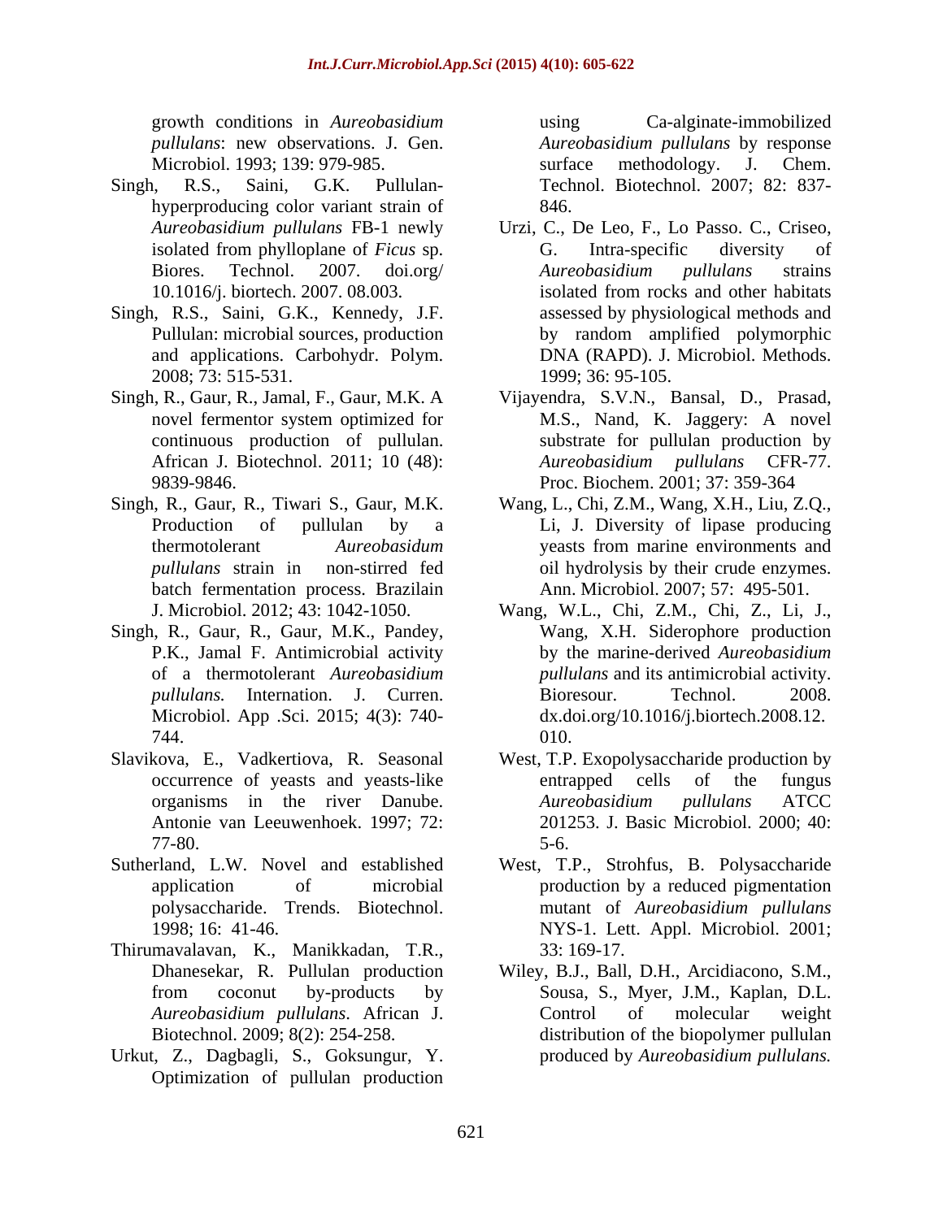growth conditions in *Aureobasidium pullulans*: new observations. J. Gen. Microbiol. 1993; 139: 979-985.

Singh, R.S., Saini, G.K. Pullulan-hyperproducing color variant strain of *Aureobasidium pullulans* FB-1 newly isolated from phylloplane of *Ficus* sp. Biores. Technol. 2007. doi.org/ 10.1016/j. biortech. 2007. 08.003.

Singh, R.S., Saini, G.K., Kennedy, J.F. Pullulan: microbial sources, production and applications. Carbohydr. Polym. 2008; 73: 515-531.

Singh, R., Gaur, R., Jamal, F., Gaur, M.K. A novel fermentor system optimized for continuous production of pullulan. African J. Biotechnol. 2011; 10 (48): 9839-9846.

Singh, R., Gaur, R., Tiwari S., Gaur, M.K. Production of pullulan by a thermotolerant *Aureobasidum pullulans* strain in non-stirred fed batch fermentation process. Brazilain J. Microbiol. 2012; 43: 1042-1050.

Singh, R., Gaur, R., Gaur, M.K., Pandey, P.K., Jamal F. Antimicrobial activity of a thermotolerant *Aureobasidium pullulans.* Internation. J. Curren. Microbiol. App .Sci. 2015; 4(3): 740-744.

Slavikova, E., Vadkertiova, R. Seasonal occurrence of yeasts and yeasts-like organisms in the river Danube. Antonie van Leeuwenhoek. 1997; 72: 77-80.

Sutherland, L.W. Novel and established application of microbial polysaccharide. Trends. Biotechnol. 1998; 16: 41-46.

Thirumavalavan, K., Manikkadan, T.R., Dhanesekar, R. Pullulan production from coconut by-products by *Aureobasidium pullulans*. African J. Biotechnol. 2009; 8(2): 254-258.

Urkut, Z., Dagbagli, S., Goksungur, Y. Optimization of pullulan production using Ca-alginate-immobilized *Aureobasidium pullulans* by response surface methodology. J. Chem. Technol. Biotechnol. 2007; 82: 837-846.

Urzi, C., De Leo, F., Lo Passo. C., Criseo, G. Intra-specific diversity of *Aureobasidium pullulans* strains isolated from rocks and other habitats assessed by physiological methods and by random amplified polymorphic DNA (RAPD). J. Microbiol. Methods. 1999; 36: 95-105.

Vijayendra, S.V.N., Bansal, D., Prasad, M.S., Nand, K. Jaggery: A novel substrate for pullulan production by *Aureobasidium pullulans* CFR-77. Proc. Biochem. 2001; 37: 359-364

Wang, L., Chi, Z.M., Wang, X.H., Liu, Z.Q., Li, J. Diversity of lipase producing yeasts from marine environments and oil hydrolysis by their crude enzymes. Ann. Microbiol. 2007; 57: 495-501.

Wang, W.L., Chi, Z.M., Chi, Z., Li, J., Wang, X.H. Siderophore production by the marine-derived *Aureobasidium pullulans* and its antimicrobial activity. Bioresour. Technol. 2008. dx.doi.org/10.1016/j.biortech.2008.12. 010.

West, T.P. Exopolysaccharide production by entrapped cells of the fungus *Aureobasidium pullulans* ATCC 201253. J. Basic Microbiol. 2000; 40: 5-6.

West, T.P., Strohfus, B. Polysaccharide production by a reduced pigmentation mutant of *Aureobasidium pullulans* NYS-1. Lett. Appl. Microbiol. 2001; 33: 169-17.

Wiley, B.J., Ball, D.H., Arcidiacono, S.M., Sousa, S., Myer, J.M., Kaplan, D.L. Control of molecular weight distribution of the biopolymer pullulan produced by *Aureobasidium pullulans.*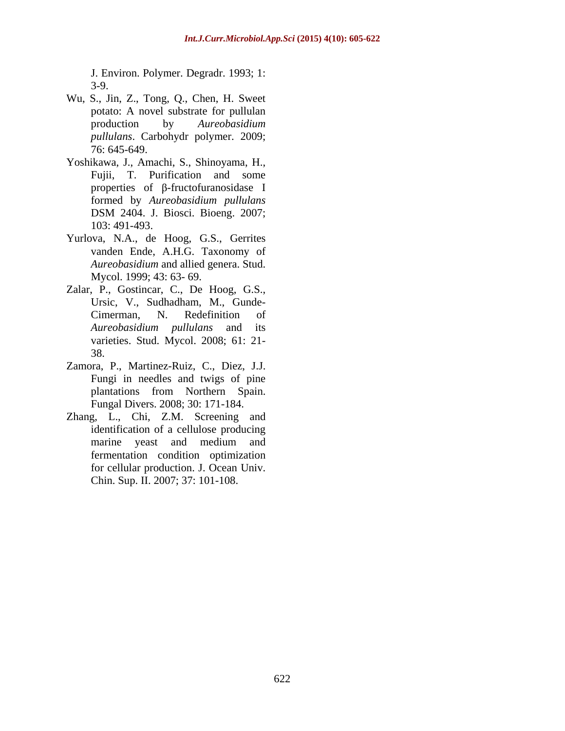J. Environ. Polymer. Degradr. 1993; 1: 3-9.

Wu, S., Jin, Z., Tong, Q., Chen, H. Sweet potato: A novel substrate for pullulan production by *Aureobasidium pullulans*. Carbohydr polymer. 2009; 76: 645-649.

Yoshikawa, J., Amachi, S., Shinoyama, H., Fujii, T. Purification and some properties of β-fructofuranosidase I formed by *Aureobasidium pullulans* DSM 2404. J. Biosci. Bioeng. 2007; 103: 491-493.

Yurlova, N.A., de Hoog, G.S., Gerrites vanden Ende, A.H.G. Taxonomy of *Aureobasidium* and allied genera. Stud. Mycol. 1999; 43: 63- 69.

Zalar, P., Gostincar, C., De Hoog, G.S., Ursic, V., Sudhadham, M., Gunde-Cimerman, N. Redefinition of *Aureobasidium pullulans* and its varieties. Stud. Mycol. 2008; 61: 21-38.

Zamora, P., Martinez-Ruiz, C., Diez, J.J. Fungi in needles and twigs of pine plantations from Northern Spain. Fungal Divers. 2008; 30: 171-184.

Zhang, L., Chi, Z.M. Screening and identification of a cellulose producing marine yeast and medium and fermentation condition optimization for cellular production. J. Ocean Univ. Chin. Sup. II. 2007; 37: 101-108.